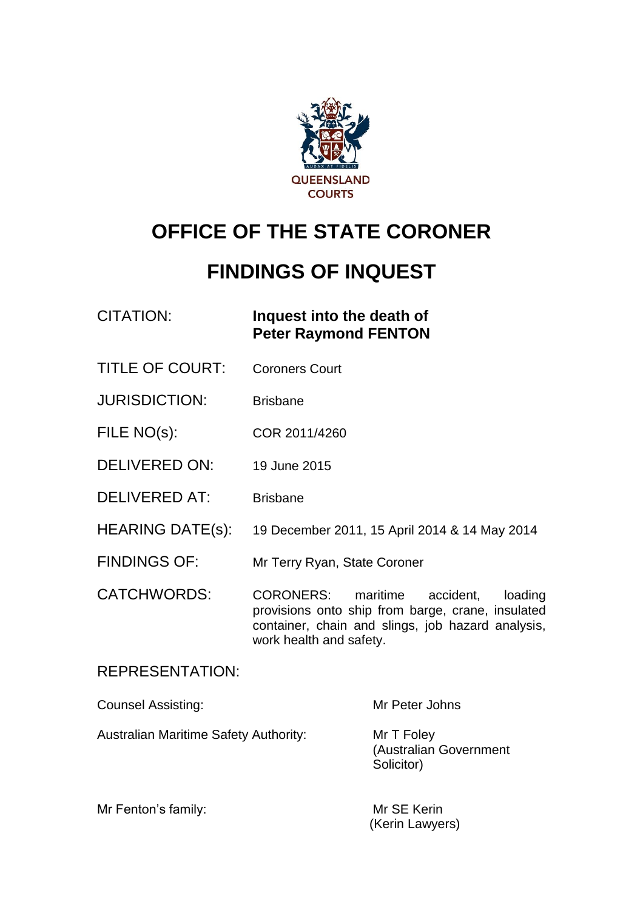QUEENSLAND COURTS

# OFFICE OF THE STATE CORONER

# FINDINGS OF INQUEST

| | |
|---|---|
| CITATION: | **Inquest into the death of Peter Raymond FENTON** |
| TITLE OF COURT: | Coroners Court |
| JURISDICTION: | Brisbane |
| FILE NO(s): | COR 2011/4260 |
| DELIVERED ON: | 19 June 2015 |
| DELIVERED AT: | Brisbane |
| HEARING DATE(s): | 19 December 2011, 15 April 2014 & 14 May 2014 |
| FINDINGS OF: | Mr Terry Ryan, State Coroner |
| CATCHWORDS: | CORONERS: maritime accident, loading provisions onto ship from barge, crane, insulated container, chain and slings, job hazard analysis, work health and safety. |

REPRESENTATION:

| | |
|---|---|
| Counsel Assisting: | Mr Peter Johns |
| Australian Maritime Safety Authority: | Mr T Foley (Australian Government Solicitor) |
| Mr Fenton's family: | Mr SE Kerin (Kerin Lawyers) |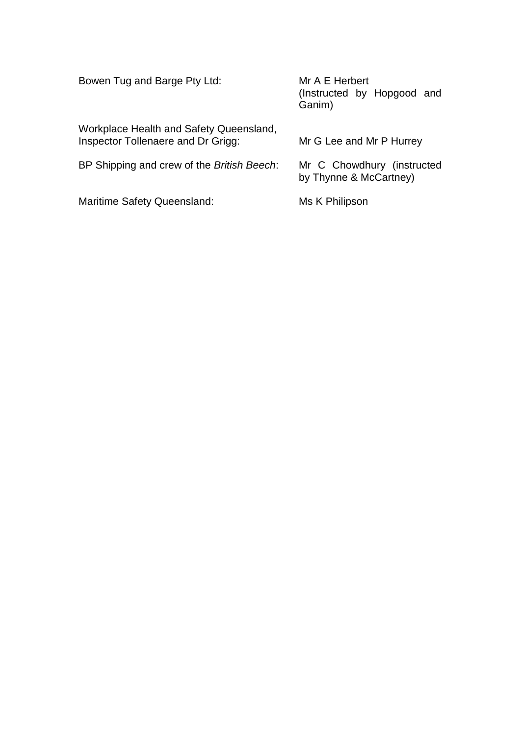| | |
|---|---|
| Bowen Tug and Barge Pty Ltd: | Mr A E Herbert (Instructed by Hopgood and Ganim) |
| Workplace Health and Safety Queensland, Inspector Tollenaere and Dr Grigg: | Mr G Lee and Mr P Hurrey |
| BP Shipping and crew of the *British Beech*: | Mr C Chowdhury (instructed by Thynne & McCartney) |
| Maritime Safety Queensland: | Ms K Philipson |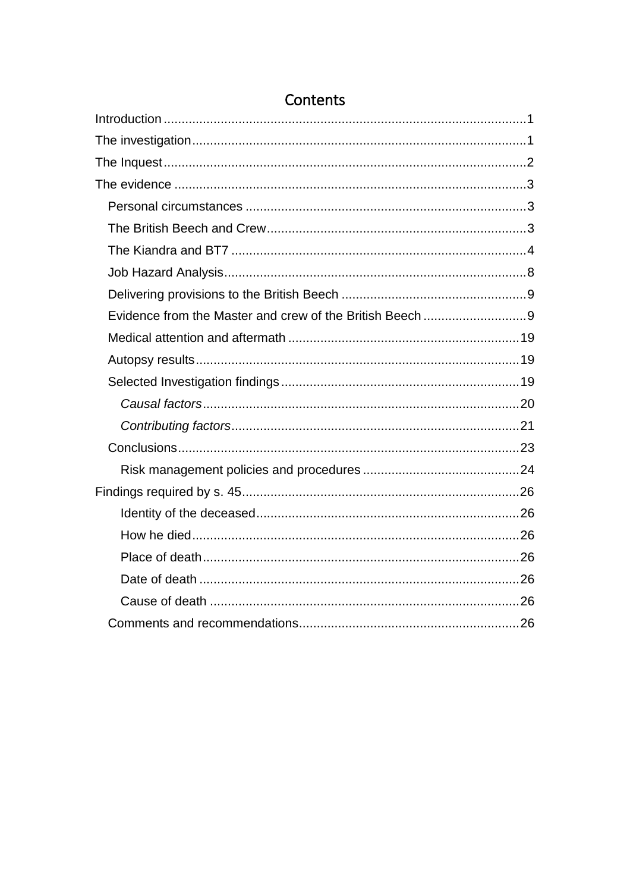# Contents

- Introduction ..... 1
- The investigation ..... 1
- The Inquest ..... 2
- The evidence ..... 3
  - Personal circumstances ..... 3
  - The British Beech and Crew ..... 3
  - The Kiandra and BT7 ..... 4
  - Job Hazard Analysis ..... 8
  - Delivering provisions to the British Beech ..... 9
  - Evidence from the Master and crew of the British Beech ..... 9
  - Medical attention and aftermath ..... 19
  - Autopsy results ..... 19
  - Selected Investigation findings ..... 19
    - *Causal factors* ..... 20
    - *Contributing factors* ..... 21
  - Conclusions ..... 23
    - Risk management policies and procedures ..... 24
- Findings required by s. 45 ..... 26
    - Identity of the deceased ..... 26
    - How he died ..... 26
    - Place of death ..... 26
    - Date of death ..... 26
    - Cause of death ..... 26
  - Comments and recommendations ..... 26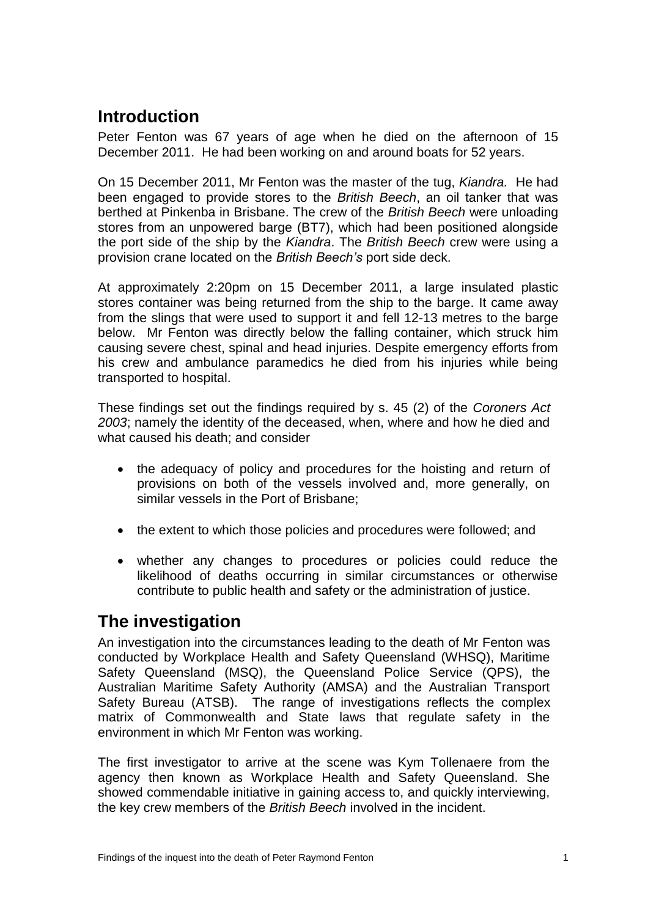## Introduction

Peter Fenton was 67 years of age when he died on the afternoon of 15 December 2011. He had been working on and around boats for 52 years.

On 15 December 2011, Mr Fenton was the master of the tug, *Kiandra.* He had been engaged to provide stores to the *British Beech*, an oil tanker that was berthed at Pinkenba in Brisbane. The crew of the *British Beech* were unloading stores from an unpowered barge (BT7), which had been positioned alongside the port side of the ship by the *Kiandra*. The *British Beech* crew were using a provision crane located on the *British Beech's* port side deck.

At approximately 2:20pm on 15 December 2011, a large insulated plastic stores container was being returned from the ship to the barge. It came away from the slings that were used to support it and fell 12-13 metres to the barge below. Mr Fenton was directly below the falling container, which struck him causing severe chest, spinal and head injuries. Despite emergency efforts from his crew and ambulance paramedics he died from his injuries while being transported to hospital.

These findings set out the findings required by s. 45 (2) of the *Coroners Act 2003*; namely the identity of the deceased, when, where and how he died and what caused his death; and consider

- the adequacy of policy and procedures for the hoisting and return of provisions on both of the vessels involved and, more generally, on similar vessels in the Port of Brisbane;
- the extent to which those policies and procedures were followed; and
- whether any changes to procedures or policies could reduce the likelihood of deaths occurring in similar circumstances or otherwise contribute to public health and safety or the administration of justice.

## The investigation

An investigation into the circumstances leading to the death of Mr Fenton was conducted by Workplace Health and Safety Queensland (WHSQ), Maritime Safety Queensland (MSQ), the Queensland Police Service (QPS), the Australian Maritime Safety Authority (AMSA) and the Australian Transport Safety Bureau (ATSB). The range of investigations reflects the complex matrix of Commonwealth and State laws that regulate safety in the environment in which Mr Fenton was working.

The first investigator to arrive at the scene was Kym Tollenaere from the agency then known as Workplace Health and Safety Queensland. She showed commendable initiative in gaining access to, and quickly interviewing, the key crew members of the *British Beech* involved in the incident.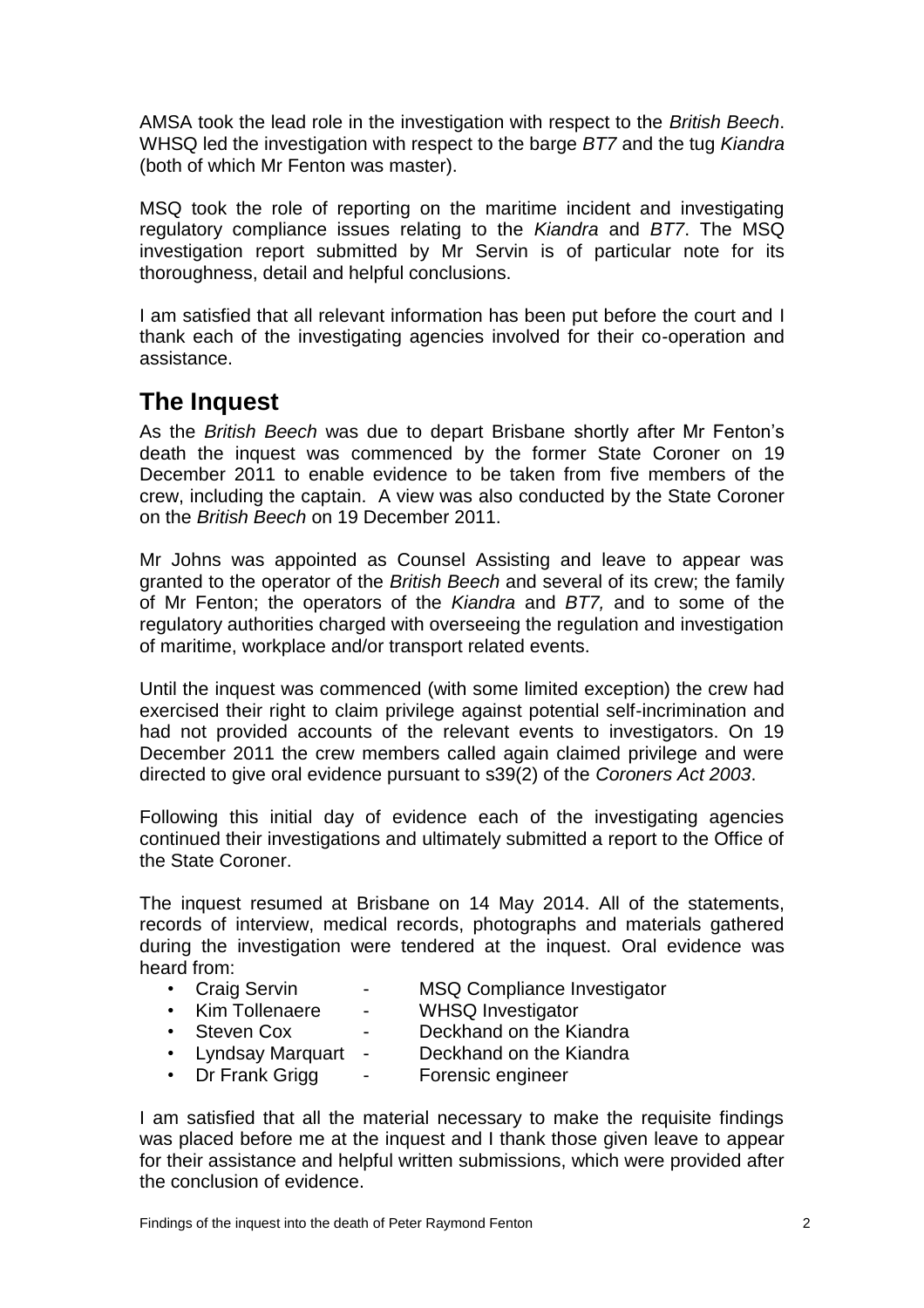AMSA took the lead role in the investigation with respect to the *British Beech*. WHSQ led the investigation with respect to the barge *BT7* and the tug *Kiandra* (both of which Mr Fenton was master).

MSQ took the role of reporting on the maritime incident and investigating regulatory compliance issues relating to the *Kiandra* and *BT7*. The MSQ investigation report submitted by Mr Servin is of particular note for its thoroughness, detail and helpful conclusions.

I am satisfied that all relevant information has been put before the court and I thank each of the investigating agencies involved for their co-operation and assistance.

## The Inquest

As the *British Beech* was due to depart Brisbane shortly after Mr Fenton's death the inquest was commenced by the former State Coroner on 19 December 2011 to enable evidence to be taken from five members of the crew, including the captain. A view was also conducted by the State Coroner on the *British Beech* on 19 December 2011.

Mr Johns was appointed as Counsel Assisting and leave to appear was granted to the operator of the *British Beech* and several of its crew; the family of Mr Fenton; the operators of the *Kiandra* and *BT7,* and to some of the regulatory authorities charged with overseeing the regulation and investigation of maritime, workplace and/or transport related events.

Until the inquest was commenced (with some limited exception) the crew had exercised their right to claim privilege against potential self-incrimination and had not provided accounts of the relevant events to investigators. On 19 December 2011 the crew members called again claimed privilege and were directed to give oral evidence pursuant to s39(2) of the *Coroners Act 2003*.

Following this initial day of evidence each of the investigating agencies continued their investigations and ultimately submitted a report to the Office of the State Coroner.

The inquest resumed at Brisbane on 14 May 2014. All of the statements, records of interview, medical records, photographs and materials gathered during the investigation were tendered at the inquest. Oral evidence was heard from:

- Craig Servin - MSQ Compliance Investigator
- Kim Tollenaere - WHSQ Investigator
- Steven Cox - Deckhand on the Kiandra
- Lyndsay Marquart - Deckhand on the Kiandra
- Dr Frank Grigg - Forensic engineer

I am satisfied that all the material necessary to make the requisite findings was placed before me at the inquest and I thank those given leave to appear for their assistance and helpful written submissions, which were provided after the conclusion of evidence.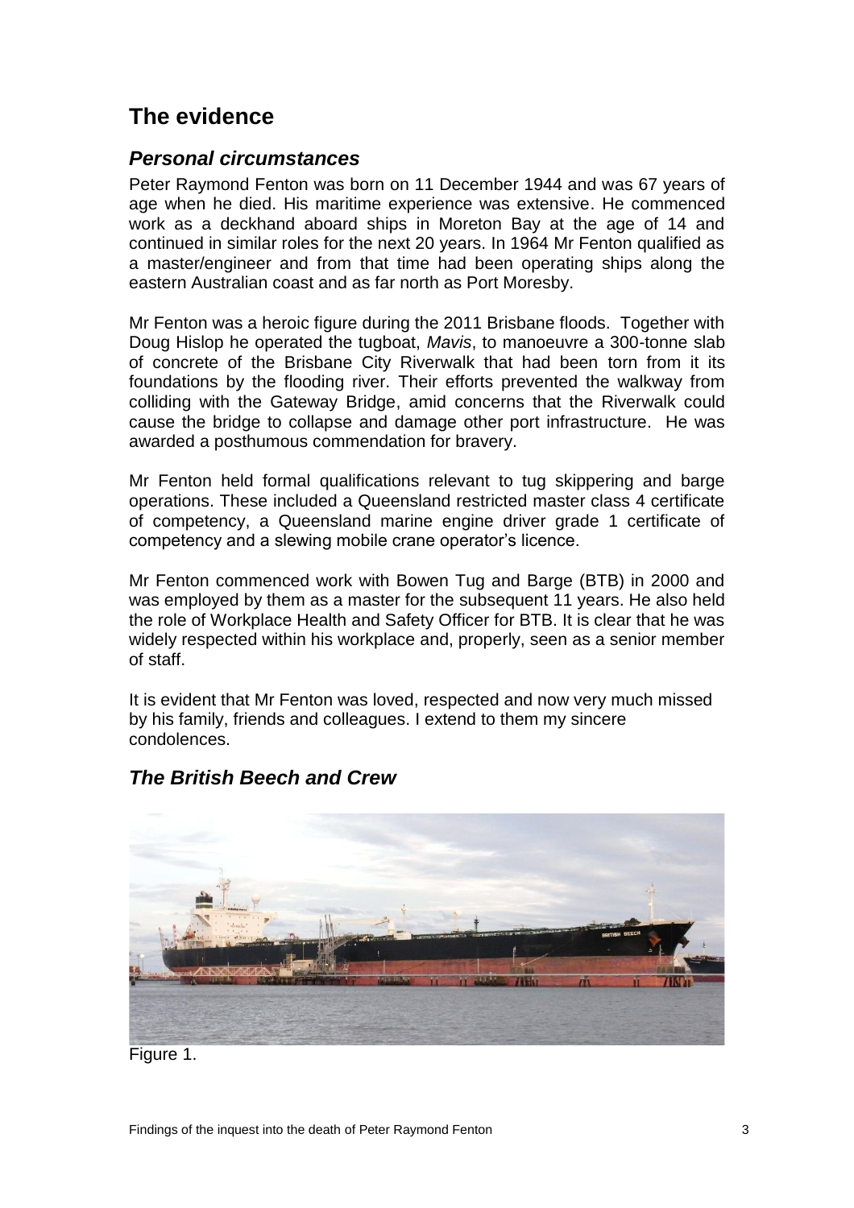## The evidence

### *Personal circumstances*

Peter Raymond Fenton was born on 11 December 1944 and was 67 years of age when he died. His maritime experience was extensive. He commenced work as a deckhand aboard ships in Moreton Bay at the age of 14 and continued in similar roles for the next 20 years. In 1964 Mr Fenton qualified as a master/engineer and from that time had been operating ships along the eastern Australian coast and as far north as Port Moresby.

Mr Fenton was a heroic figure during the 2011 Brisbane floods. Together with Doug Hislop he operated the tugboat, *Mavis*, to manoeuvre a 300-tonne slab of concrete of the Brisbane City Riverwalk that had been torn from it its foundations by the flooding river. Their efforts prevented the walkway from colliding with the Gateway Bridge, amid concerns that the Riverwalk could cause the bridge to collapse and damage other port infrastructure. He was awarded a posthumous commendation for bravery.

Mr Fenton held formal qualifications relevant to tug skippering and barge operations. These included a Queensland restricted master class 4 certificate of competency, a Queensland marine engine driver grade 1 certificate of competency and a slewing mobile crane operator's licence.

Mr Fenton commenced work with Bowen Tug and Barge (BTB) in 2000 and was employed by them as a master for the subsequent 11 years. He also held the role of Workplace Health and Safety Officer for BTB. It is clear that he was widely respected within his workplace and, properly, seen as a senior member of staff.

It is evident that Mr Fenton was loved, respected and now very much missed by his family, friends and colleagues. I extend to them my sincere condolences.

### *The British Beech and Crew*

Figure 1.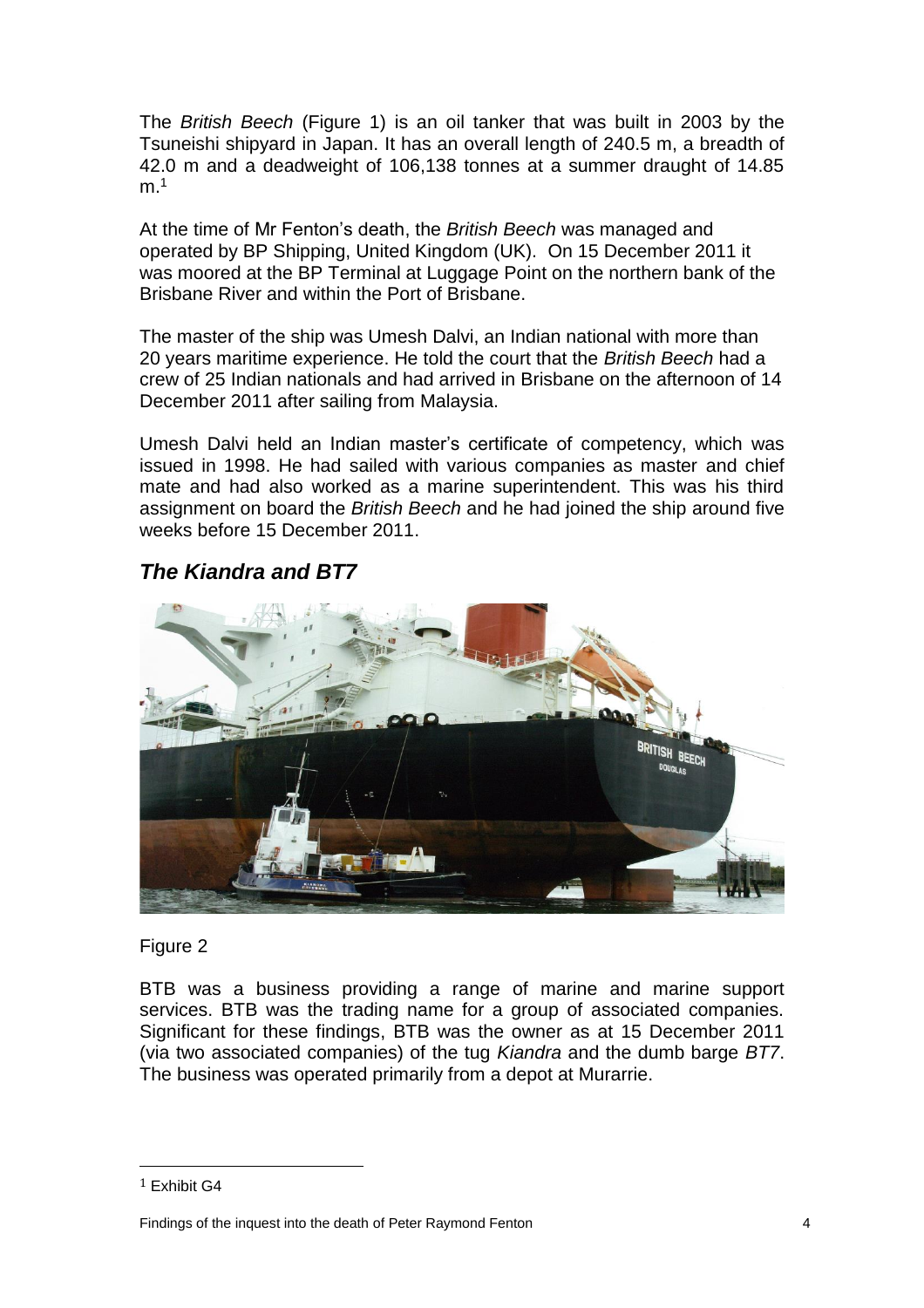The *British Beech* (Figure 1) is an oil tanker that was built in 2003 by the Tsuneishi shipyard in Japan. It has an overall length of 240.5 m, a breadth of 42.0 m and a deadweight of 106,138 tonnes at a summer draught of 14.85 m.[1]

At the time of Mr Fenton's death, the *British Beech* was managed and operated by BP Shipping, United Kingdom (UK). On 15 December 2011 it was moored at the BP Terminal at Luggage Point on the northern bank of the Brisbane River and within the Port of Brisbane.

The master of the ship was Umesh Dalvi, an Indian national with more than 20 years maritime experience. He told the court that the *British Beech* had a crew of 25 Indian nationals and had arrived in Brisbane on the afternoon of 14 December 2011 after sailing from Malaysia.

Umesh Dalvi held an Indian master's certificate of competency, which was issued in 1998. He had sailed with various companies as master and chief mate and had also worked as a marine superintendent. This was his third assignment on board the *British Beech* and he had joined the ship around five weeks before 15 December 2011.

## *The Kiandra and BT7*

Figure 2

BTB was a business providing a range of marine and marine support services. BTB was the trading name for a group of associated companies. Significant for these findings, BTB was the owner as at 15 December 2011 (via two associated companies) of the tug *Kiandra* and the dumb barge *BT7*. The business was operated primarily from a depot at Murarrie.

---

[1] Exhibit G4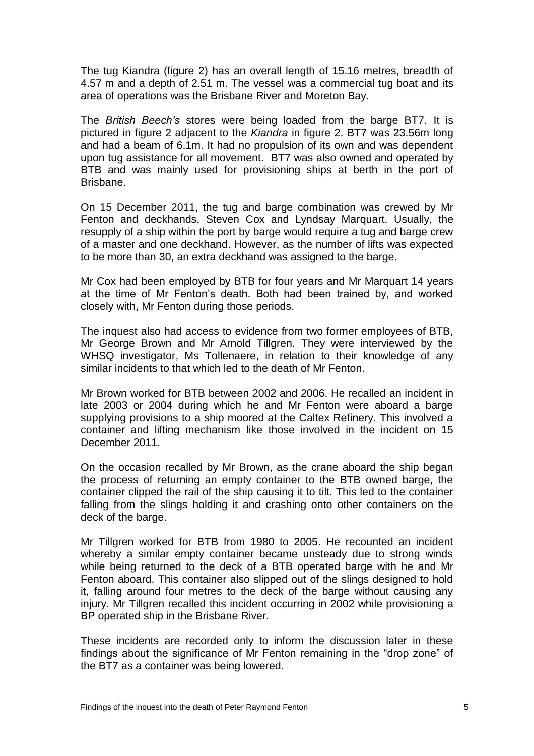The tug Kiandra (figure 2) has an overall length of 15.16 metres, breadth of 4.57 m and a depth of 2.51 m. The vessel was a commercial tug boat and its area of operations was the Brisbane River and Moreton Bay.

The *British Beech's* stores were being loaded from the barge BT7. It is pictured in figure 2 adjacent to the *Kiandra* in figure 2. BT7 was 23.56m long and had a beam of 6.1m. It had no propulsion of its own and was dependent upon tug assistance for all movement. BT7 was also owned and operated by BTB and was mainly used for provisioning ships at berth in the port of Brisbane.

On 15 December 2011, the tug and barge combination was crewed by Mr Fenton and deckhands, Steven Cox and Lyndsay Marquart. Usually, the resupply of a ship within the port by barge would require a tug and barge crew of a master and one deckhand. However, as the number of lifts was expected to be more than 30, an extra deckhand was assigned to the barge.

Mr Cox had been employed by BTB for four years and Mr Marquart 14 years at the time of Mr Fenton's death. Both had been trained by, and worked closely with, Mr Fenton during those periods.

The inquest also had access to evidence from two former employees of BTB, Mr George Brown and Mr Arnold Tillgren. They were interviewed by the WHSQ investigator, Ms Tollenaere, in relation to their knowledge of any similar incidents to that which led to the death of Mr Fenton.

Mr Brown worked for BTB between 2002 and 2006. He recalled an incident in late 2003 or 2004 during which he and Mr Fenton were aboard a barge supplying provisions to a ship moored at the Caltex Refinery. This involved a container and lifting mechanism like those involved in the incident on 15 December 2011.

On the occasion recalled by Mr Brown, as the crane aboard the ship began the process of returning an empty container to the BTB owned barge, the container clipped the rail of the ship causing it to tilt. This led to the container falling from the slings holding it and crashing onto other containers on the deck of the barge.

Mr Tillgren worked for BTB from 1980 to 2005. He recounted an incident whereby a similar empty container became unsteady due to strong winds while being returned to the deck of a BTB operated barge with he and Mr Fenton aboard. This container also slipped out of the slings designed to hold it, falling around four metres to the deck of the barge without causing any injury. Mr Tillgren recalled this incident occurring in 2002 while provisioning a BP operated ship in the Brisbane River.

These incidents are recorded only to inform the discussion later in these findings about the significance of Mr Fenton remaining in the "drop zone" of the BT7 as a container was being lowered.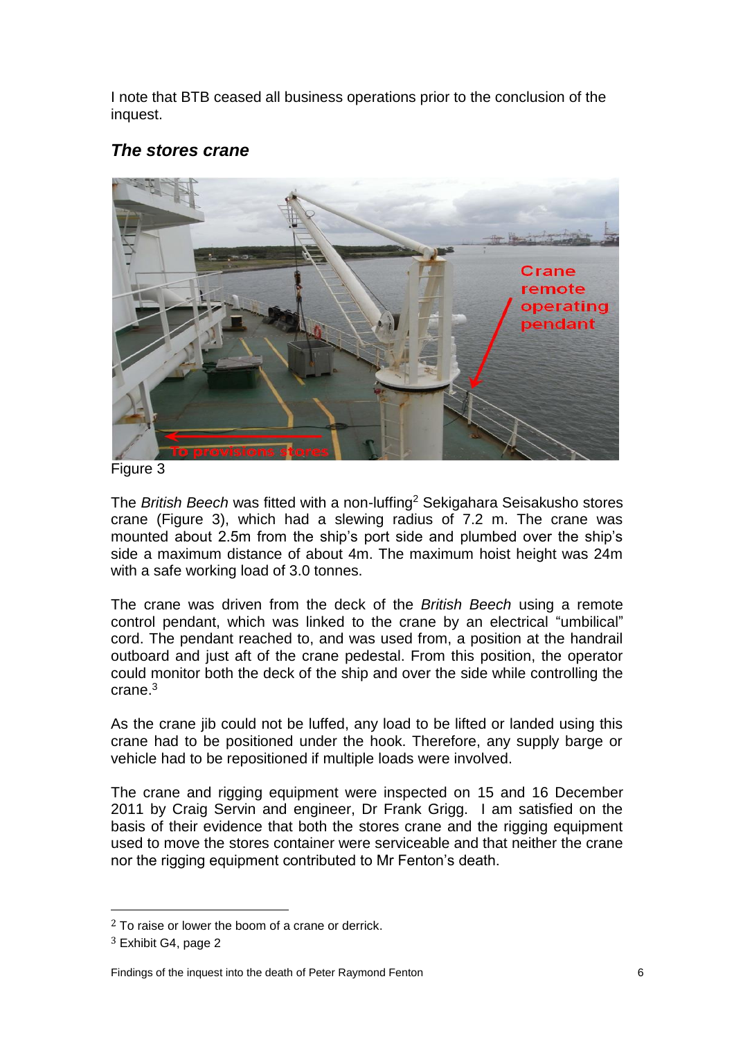I note that BTB ceased all business operations prior to the conclusion of the inquest.

### *The stores crane*

Figure 3

The *British Beech* was fitted with a non-luffing[2] Sekigahara Seisakusho stores crane (Figure 3), which had a slewing radius of 7.2 m. The crane was mounted about 2.5m from the ship's port side and plumbed over the ship's side a maximum distance of about 4m. The maximum hoist height was 24m with a safe working load of 3.0 tonnes.

The crane was driven from the deck of the *British Beech* using a remote control pendant, which was linked to the crane by an electrical "umbilical" cord. The pendant reached to, and was used from, a position at the handrail outboard and just aft of the crane pedestal. From this position, the operator could monitor both the deck of the ship and over the side while controlling the crane.[3]

As the crane jib could not be luffed, any load to be lifted or landed using this crane had to be positioned under the hook. Therefore, any supply barge or vehicle had to be repositioned if multiple loads were involved.

The crane and rigging equipment were inspected on 15 and 16 December 2011 by Craig Servin and engineer, Dr Frank Grigg. I am satisfied on the basis of their evidence that both the stores crane and the rigging equipment used to move the stores container were serviceable and that neither the crane nor the rigging equipment contributed to Mr Fenton's death.

---

[2] To raise or lower the boom of a crane or derrick.

[3] Exhibit G4, page 2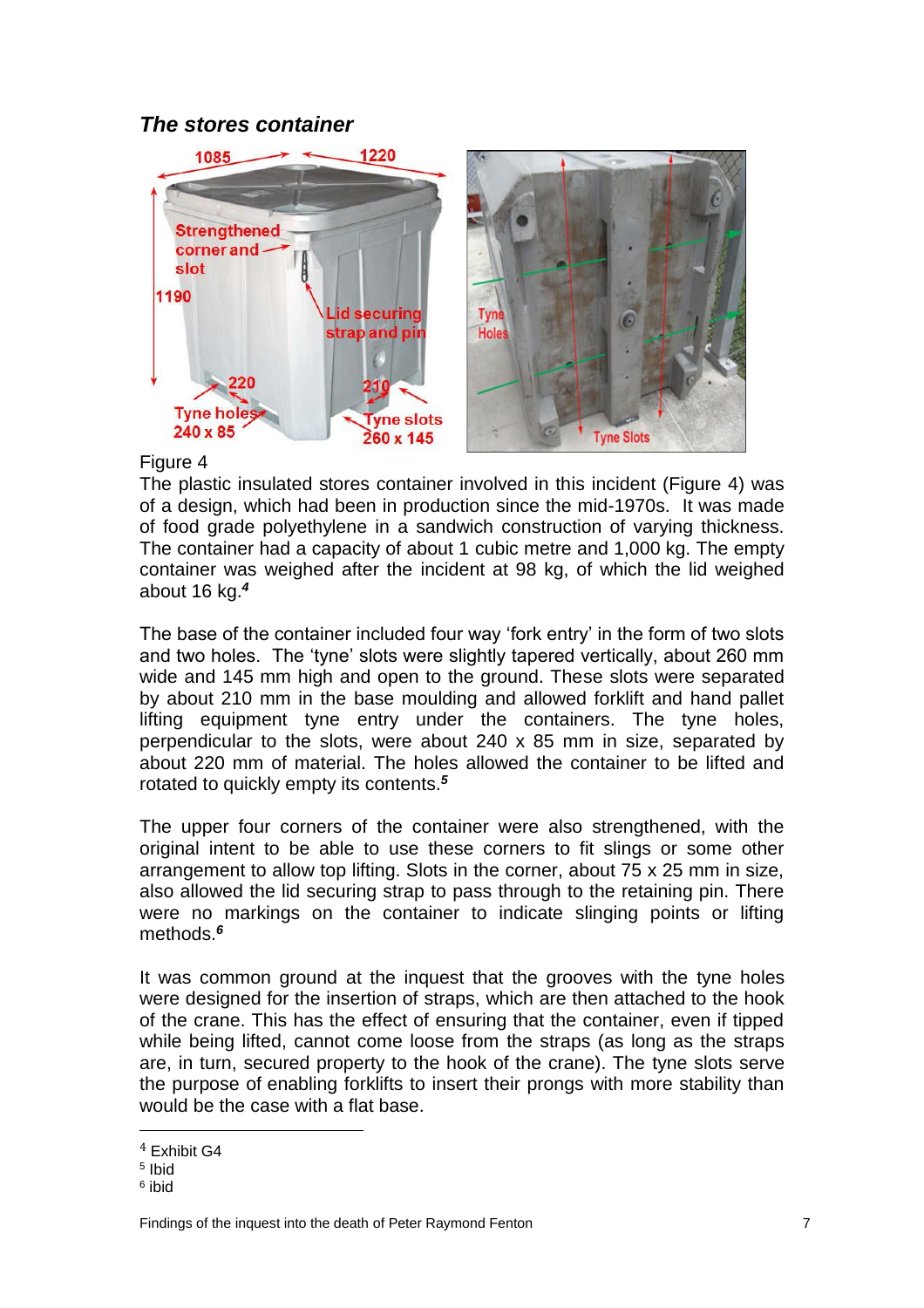### *The stores container*

Figure 4

The plastic insulated stores container involved in this incident (Figure 4) was of a design, which had been in production since the mid-1970s. It was made of food grade polyethylene in a sandwich construction of varying thickness. The container had a capacity of about 1 cubic metre and 1,000 kg. The empty container was weighed after the incident at 98 kg, of which the lid weighed about 16 kg.[4]

The base of the container included four way 'fork entry' in the form of two slots and two holes. The 'tyne' slots were slightly tapered vertically, about 260 mm wide and 145 mm high and open to the ground. These slots were separated by about 210 mm in the base moulding and allowed forklift and hand pallet lifting equipment tyne entry under the containers. The tyne holes, perpendicular to the slots, were about 240 x 85 mm in size, separated by about 220 mm of material. The holes allowed the container to be lifted and rotated to quickly empty its contents.[5]

The upper four corners of the container were also strengthened, with the original intent to be able to use these corners to fit slings or some other arrangement to allow top lifting. Slots in the corner, about 75 x 25 mm in size, also allowed the lid securing strap to pass through to the retaining pin. There were no markings on the container to indicate slinging points or lifting methods.[6]

It was common ground at the inquest that the grooves with the tyne holes were designed for the insertion of straps, which are then attached to the hook of the crane. This has the effect of ensuring that the container, even if tipped while being lifted, cannot come loose from the straps (as long as the straps are, in turn, secured property to the hook of the crane). The tyne slots serve the purpose of enabling forklifts to insert their prongs with more stability than would be the case with a flat base.

[4] Exhibit G4
[5] Ibid
[6] ibid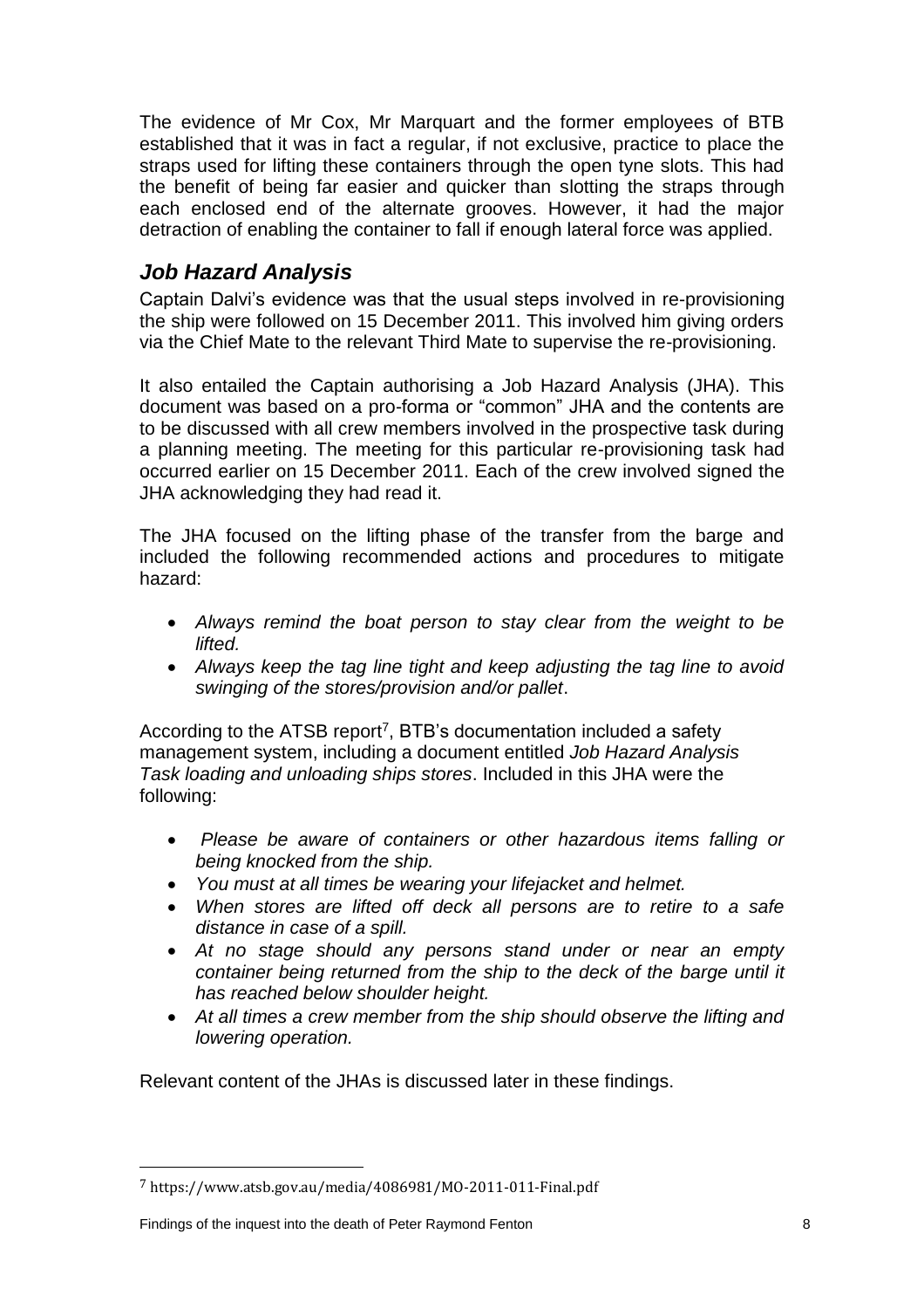The evidence of Mr Cox, Mr Marquart and the former employees of BTB established that it was in fact a regular, if not exclusive, practice to place the straps used for lifting these containers through the open tyne slots. This had the benefit of being far easier and quicker than slotting the straps through each enclosed end of the alternate grooves. However, it had the major detraction of enabling the container to fall if enough lateral force was applied.

## *Job Hazard Analysis*

Captain Dalvi's evidence was that the usual steps involved in re-provisioning the ship were followed on 15 December 2011. This involved him giving orders via the Chief Mate to the relevant Third Mate to supervise the re-provisioning.

It also entailed the Captain authorising a Job Hazard Analysis (JHA). This document was based on a pro-forma or "common" JHA and the contents are to be discussed with all crew members involved in the prospective task during a planning meeting. The meeting for this particular re-provisioning task had occurred earlier on 15 December 2011. Each of the crew involved signed the JHA acknowledging they had read it.

The JHA focused on the lifting phase of the transfer from the barge and included the following recommended actions and procedures to mitigate hazard:

- *Always remind the boat person to stay clear from the weight to be lifted.*
- *Always keep the tag line tight and keep adjusting the tag line to avoid swinging of the stores/provision and/or pallet*.

According to the ATSB report[7], BTB's documentation included a safety management system, including a document entitled *Job Hazard Analysis Task loading and unloading ships stores*. Included in this JHA were the following:

- *Please be aware of containers or other hazardous items falling or being knocked from the ship.*
- *You must at all times be wearing your lifejacket and helmet.*
- *When stores are lifted off deck all persons are to retire to a safe distance in case of a spill.*
- *At no stage should any persons stand under or near an empty container being returned from the ship to the deck of the barge until it has reached below shoulder height.*
- *At all times a crew member from the ship should observe the lifting and lowering operation.*

Relevant content of the JHAs is discussed later in these findings.

[7] https://www.atsb.gov.au/media/4086981/MO-2011-011-Final.pdf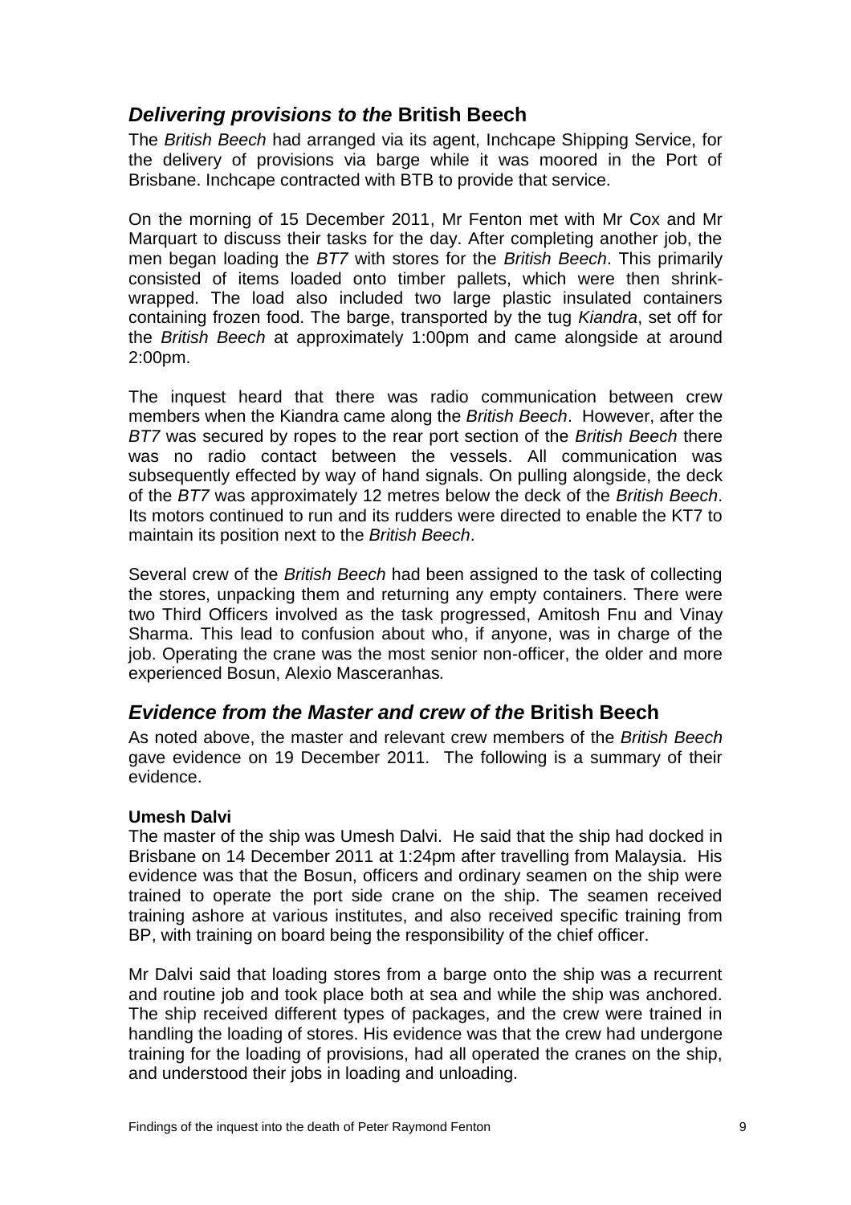## *Delivering provisions to the* British Beech

The *British Beech* had arranged via its agent, Inchcape Shipping Service, for the delivery of provisions via barge while it was moored in the Port of Brisbane. Inchcape contracted with BTB to provide that service.

On the morning of 15 December 2011, Mr Fenton met with Mr Cox and Mr Marquart to discuss their tasks for the day. After completing another job, the men began loading the *BT7* with stores for the *British Beech*. This primarily consisted of items loaded onto timber pallets, which were then shrink-wrapped. The load also included two large plastic insulated containers containing frozen food. The barge, transported by the tug *Kiandra*, set off for the *British Beech* at approximately 1:00pm and came alongside at around 2:00pm.

The inquest heard that there was radio communication between crew members when the Kiandra came along the *British Beech*. However, after the *BT7* was secured by ropes to the rear port section of the *British Beech* there was no radio contact between the vessels. All communication was subsequently effected by way of hand signals. On pulling alongside, the deck of the *BT7* was approximately 12 metres below the deck of the *British Beech*. Its motors continued to run and its rudders were directed to enable the KT7 to maintain its position next to the *British Beech*.

Several crew of the *British Beech* had been assigned to the task of collecting the stores, unpacking them and returning any empty containers. There were two Third Officers involved as the task progressed, Amitosh Fnu and Vinay Sharma. This lead to confusion about who, if anyone, was in charge of the job. Operating the crane was the most senior non-officer, the older and more experienced Bosun, Alexio Masceranhas*.*

## *Evidence from the Master and crew of the* British Beech

As noted above, the master and relevant crew members of the *British Beech* gave evidence on 19 December 2011. The following is a summary of their evidence.

**Umesh Dalvi**

The master of the ship was Umesh Dalvi. He said that the ship had docked in Brisbane on 14 December 2011 at 1:24pm after travelling from Malaysia. His evidence was that the Bosun, officers and ordinary seamen on the ship were trained to operate the port side crane on the ship. The seamen received training ashore at various institutes, and also received specific training from BP, with training on board being the responsibility of the chief officer.

Mr Dalvi said that loading stores from a barge onto the ship was a recurrent and routine job and took place both at sea and while the ship was anchored. The ship received different types of packages, and the crew were trained in handling the loading of stores. His evidence was that the crew had undergone training for the loading of provisions, had all operated the cranes on the ship, and understood their jobs in loading and unloading.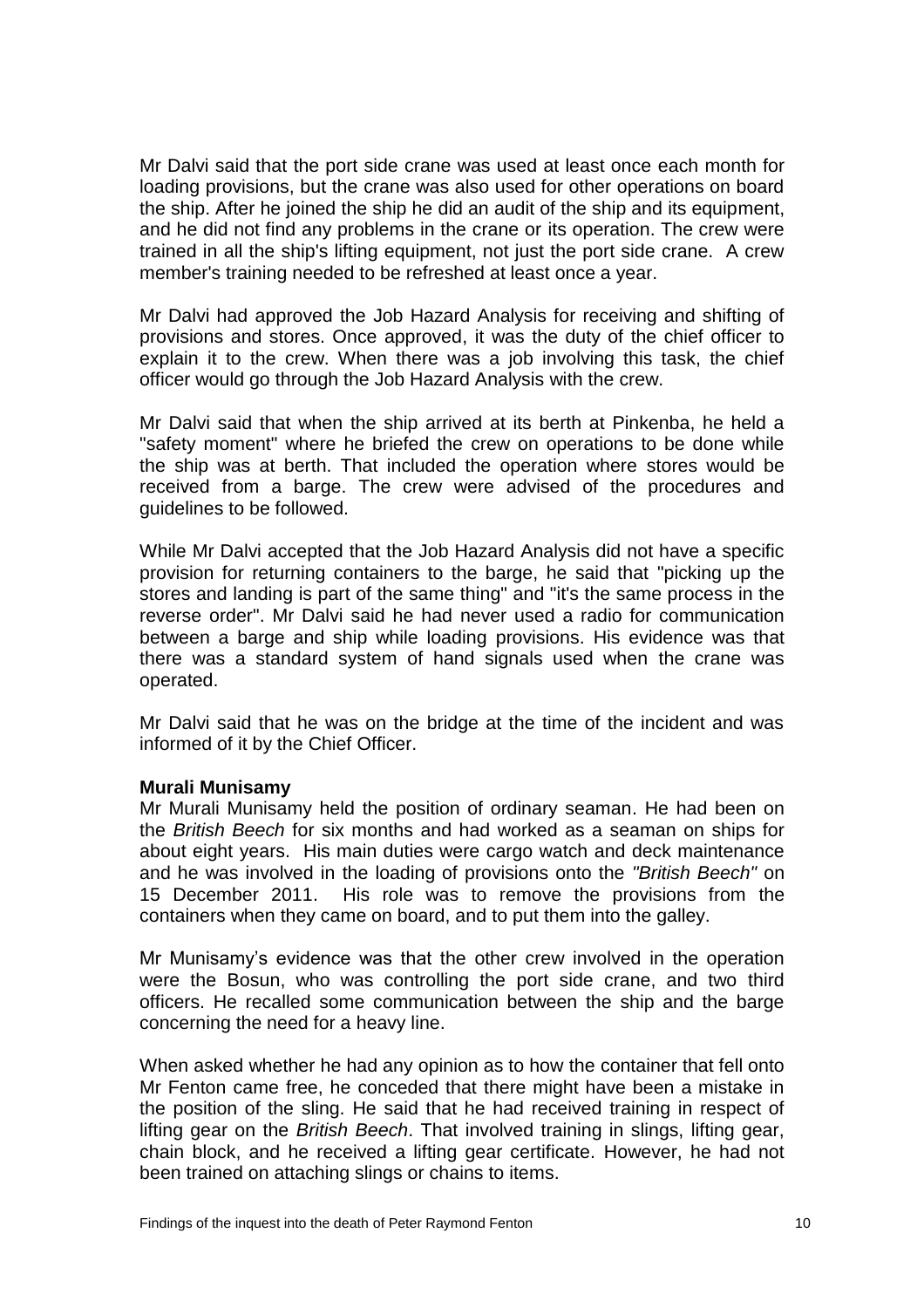Mr Dalvi said that the port side crane was used at least once each month for loading provisions, but the crane was also used for other operations on board the ship. After he joined the ship he did an audit of the ship and its equipment, and he did not find any problems in the crane or its operation. The crew were trained in all the ship's lifting equipment, not just the port side crane. A crew member's training needed to be refreshed at least once a year.

Mr Dalvi had approved the Job Hazard Analysis for receiving and shifting of provisions and stores. Once approved, it was the duty of the chief officer to explain it to the crew. When there was a job involving this task, the chief officer would go through the Job Hazard Analysis with the crew.

Mr Dalvi said that when the ship arrived at its berth at Pinkenba, he held a "safety moment" where he briefed the crew on operations to be done while the ship was at berth. That included the operation where stores would be received from a barge. The crew were advised of the procedures and guidelines to be followed.

While Mr Dalvi accepted that the Job Hazard Analysis did not have a specific provision for returning containers to the barge, he said that "picking up the stores and landing is part of the same thing" and "it's the same process in the reverse order". Mr Dalvi said he had never used a radio for communication between a barge and ship while loading provisions. His evidence was that there was a standard system of hand signals used when the crane was operated.

Mr Dalvi said that he was on the bridge at the time of the incident and was informed of it by the Chief Officer.

**Murali Munisamy**

Mr Murali Munisamy held the position of ordinary seaman. He had been on the *British Beech* for six months and had worked as a seaman on ships for about eight years. His main duties were cargo watch and deck maintenance and he was involved in the loading of provisions onto the *"British Beech"* on 15 December 2011. His role was to remove the provisions from the containers when they came on board, and to put them into the galley.

Mr Munisamy's evidence was that the other crew involved in the operation were the Bosun, who was controlling the port side crane, and two third officers. He recalled some communication between the ship and the barge concerning the need for a heavy line.

When asked whether he had any opinion as to how the container that fell onto Mr Fenton came free, he conceded that there might have been a mistake in the position of the sling. He said that he had received training in respect of lifting gear on the *British Beech*. That involved training in slings, lifting gear, chain block, and he received a lifting gear certificate. However, he had not been trained on attaching slings or chains to items.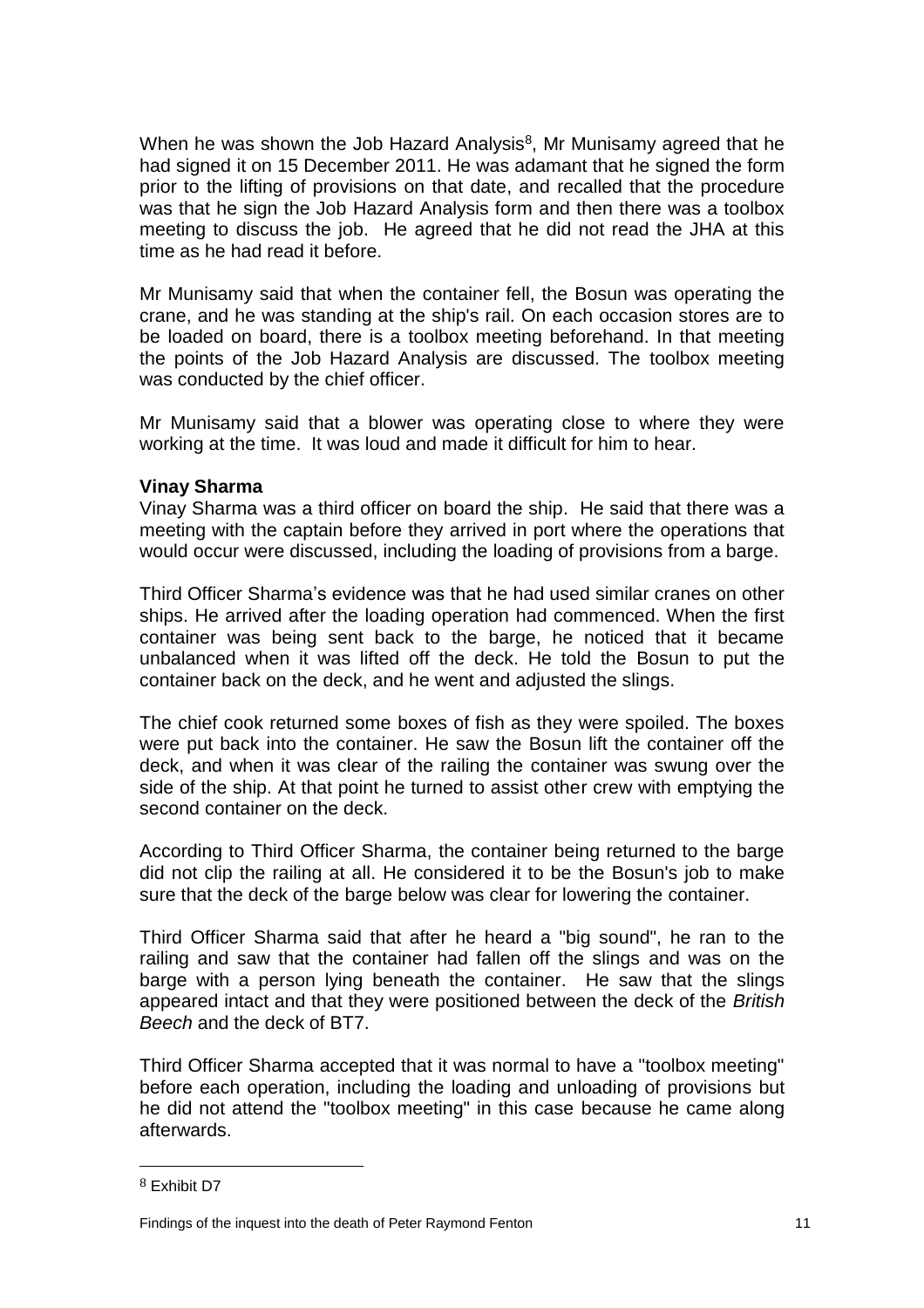When he was shown the Job Hazard Analysis[8], Mr Munisamy agreed that he had signed it on 15 December 2011. He was adamant that he signed the form prior to the lifting of provisions on that date, and recalled that the procedure was that he sign the Job Hazard Analysis form and then there was a toolbox meeting to discuss the job. He agreed that he did not read the JHA at this time as he had read it before.

Mr Munisamy said that when the container fell, the Bosun was operating the crane, and he was standing at the ship's rail. On each occasion stores are to be loaded on board, there is a toolbox meeting beforehand. In that meeting the points of the Job Hazard Analysis are discussed. The toolbox meeting was conducted by the chief officer.

Mr Munisamy said that a blower was operating close to where they were working at the time. It was loud and made it difficult for him to hear.

**Vinay Sharma**

Vinay Sharma was a third officer on board the ship. He said that there was a meeting with the captain before they arrived in port where the operations that would occur were discussed, including the loading of provisions from a barge.

Third Officer Sharma's evidence was that he had used similar cranes on other ships. He arrived after the loading operation had commenced. When the first container was being sent back to the barge, he noticed that it became unbalanced when it was lifted off the deck. He told the Bosun to put the container back on the deck, and he went and adjusted the slings.

The chief cook returned some boxes of fish as they were spoiled. The boxes were put back into the container. He saw the Bosun lift the container off the deck, and when it was clear of the railing the container was swung over the side of the ship. At that point he turned to assist other crew with emptying the second container on the deck.

According to Third Officer Sharma, the container being returned to the barge did not clip the railing at all. He considered it to be the Bosun's job to make sure that the deck of the barge below was clear for lowering the container.

Third Officer Sharma said that after he heard a "big sound", he ran to the railing and saw that the container had fallen off the slings and was on the barge with a person lying beneath the container. He saw that the slings appeared intact and that they were positioned between the deck of the *British Beech* and the deck of BT7.

Third Officer Sharma accepted that it was normal to have a "toolbox meeting" before each operation, including the loading and unloading of provisions but he did not attend the "toolbox meeting" in this case because he came along afterwards.

---

[8] Exhibit D7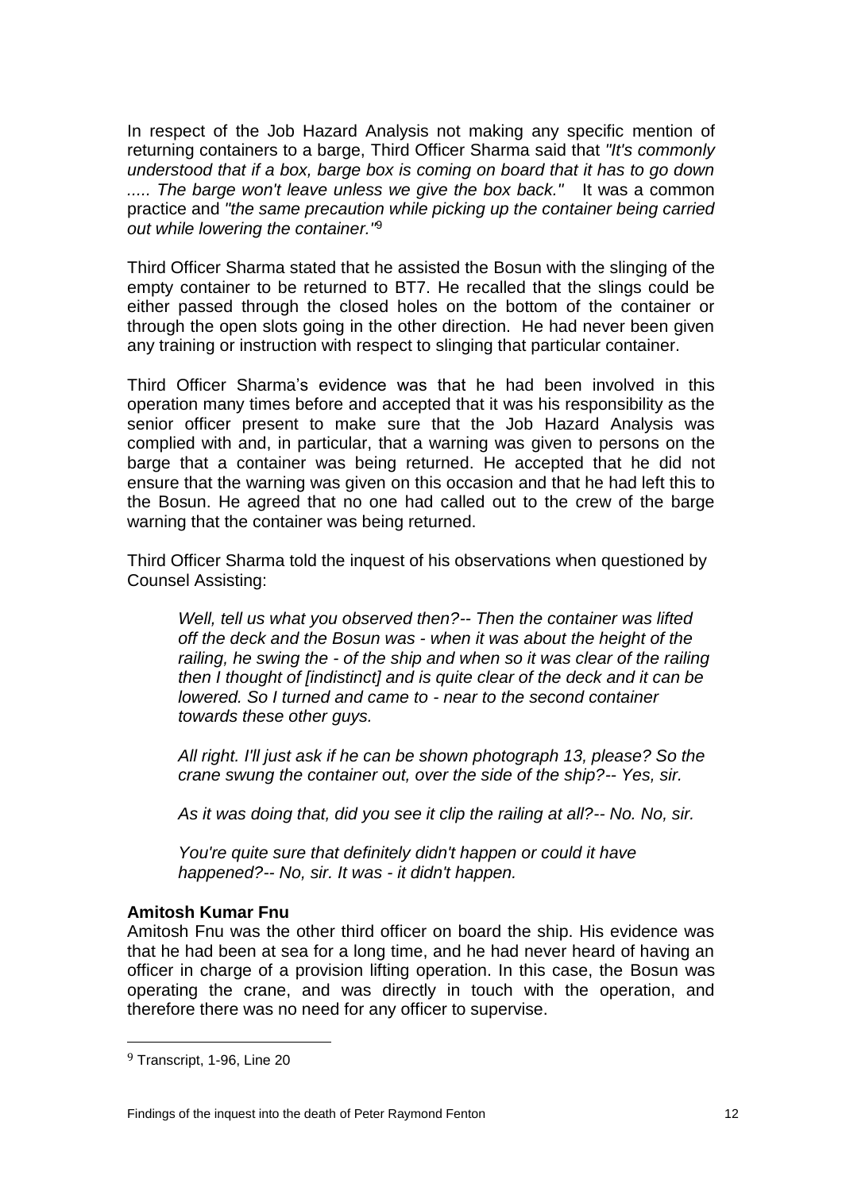In respect of the Job Hazard Analysis not making any specific mention of returning containers to a barge, Third Officer Sharma said that *"It's commonly understood that if a box, barge box is coming on board that it has to go down ..... The barge won't leave unless we give the box back."* It was a common practice and *"the same precaution while picking up the container being carried out while lowering the container."*[9]

Third Officer Sharma stated that he assisted the Bosun with the slinging of the empty container to be returned to BT7. He recalled that the slings could be either passed through the closed holes on the bottom of the container or through the open slots going in the other direction. He had never been given any training or instruction with respect to slinging that particular container.

Third Officer Sharma's evidence was that he had been involved in this operation many times before and accepted that it was his responsibility as the senior officer present to make sure that the Job Hazard Analysis was complied with and, in particular, that a warning was given to persons on the barge that a container was being returned. He accepted that he did not ensure that the warning was given on this occasion and that he had left this to the Bosun. He agreed that no one had called out to the crew of the barge warning that the container was being returned.

Third Officer Sharma told the inquest of his observations when questioned by Counsel Assisting:

> *Well, tell us what you observed then?-- Then the container was lifted off the deck and the Bosun was - when it was about the height of the railing, he swing the - of the ship and when so it was clear of the railing then I thought of [indistinct] and is quite clear of the deck and it can be lowered. So I turned and came to - near to the second container towards these other guys.*
>
> *All right. I'll just ask if he can be shown photograph 13, please? So the crane swung the container out, over the side of the ship?-- Yes, sir.*
>
> *As it was doing that, did you see it clip the railing at all?-- No. No, sir.*
>
> *You're quite sure that definitely didn't happen or could it have happened?-- No, sir. It was - it didn't happen.*

**Amitosh Kumar Fnu**

Amitosh Fnu was the other third officer on board the ship. His evidence was that he had been at sea for a long time, and he had never heard of having an officer in charge of a provision lifting operation. In this case, the Bosun was operating the crane, and was directly in touch with the operation, and therefore there was no need for any officer to supervise.

---

[9] Transcript, 1-96, Line 20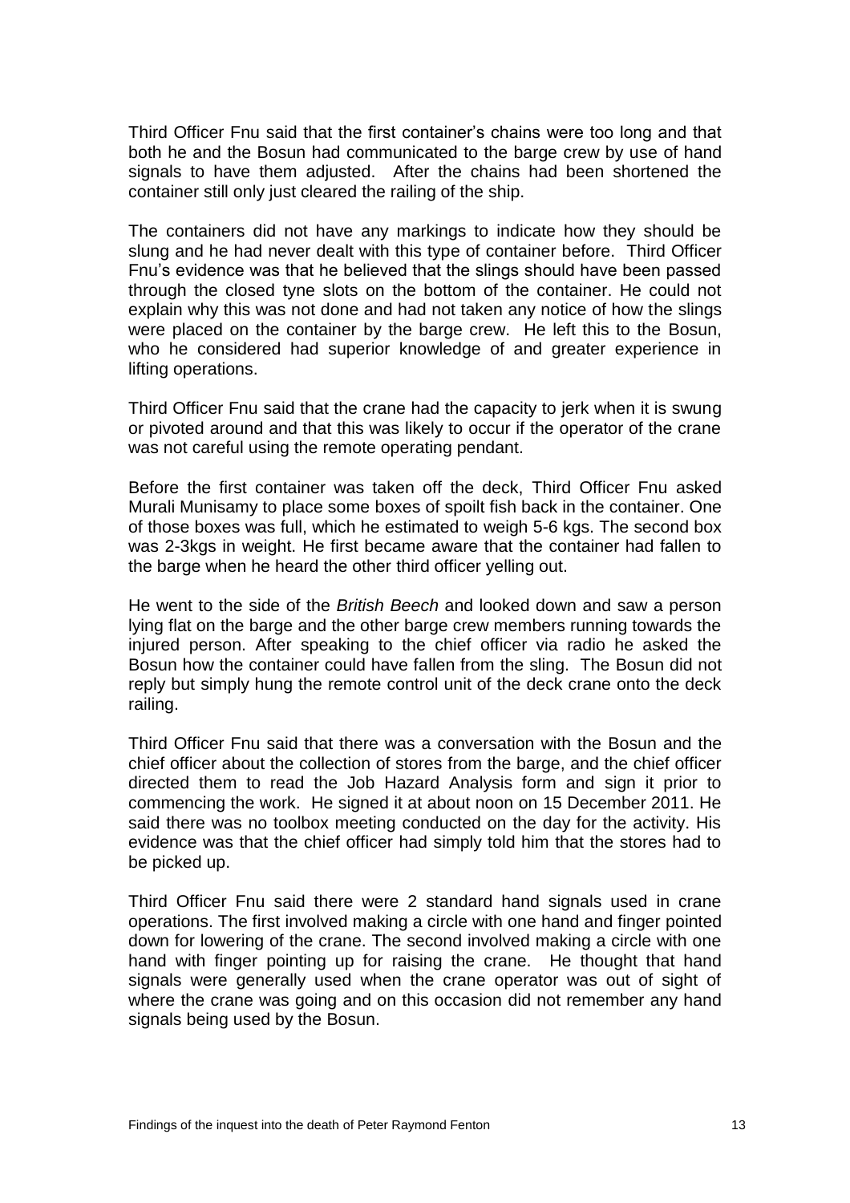Third Officer Fnu said that the first container's chains were too long and that both he and the Bosun had communicated to the barge crew by use of hand signals to have them adjusted. After the chains had been shortened the container still only just cleared the railing of the ship.

The containers did not have any markings to indicate how they should be slung and he had never dealt with this type of container before. Third Officer Fnu's evidence was that he believed that the slings should have been passed through the closed tyne slots on the bottom of the container. He could not explain why this was not done and had not taken any notice of how the slings were placed on the container by the barge crew. He left this to the Bosun, who he considered had superior knowledge of and greater experience in lifting operations.

Third Officer Fnu said that the crane had the capacity to jerk when it is swung or pivoted around and that this was likely to occur if the operator of the crane was not careful using the remote operating pendant.

Before the first container was taken off the deck, Third Officer Fnu asked Murali Munisamy to place some boxes of spoilt fish back in the container. One of those boxes was full, which he estimated to weigh 5-6 kgs. The second box was 2-3kgs in weight. He first became aware that the container had fallen to the barge when he heard the other third officer yelling out.

He went to the side of the *British Beech* and looked down and saw a person lying flat on the barge and the other barge crew members running towards the injured person. After speaking to the chief officer via radio he asked the Bosun how the container could have fallen from the sling. The Bosun did not reply but simply hung the remote control unit of the deck crane onto the deck railing.

Third Officer Fnu said that there was a conversation with the Bosun and the chief officer about the collection of stores from the barge, and the chief officer directed them to read the Job Hazard Analysis form and sign it prior to commencing the work. He signed it at about noon on 15 December 2011. He said there was no toolbox meeting conducted on the day for the activity. His evidence was that the chief officer had simply told him that the stores had to be picked up.

Third Officer Fnu said there were 2 standard hand signals used in crane operations. The first involved making a circle with one hand and finger pointed down for lowering of the crane. The second involved making a circle with one hand with finger pointing up for raising the crane. He thought that hand signals were generally used when the crane operator was out of sight of where the crane was going and on this occasion did not remember any hand signals being used by the Bosun.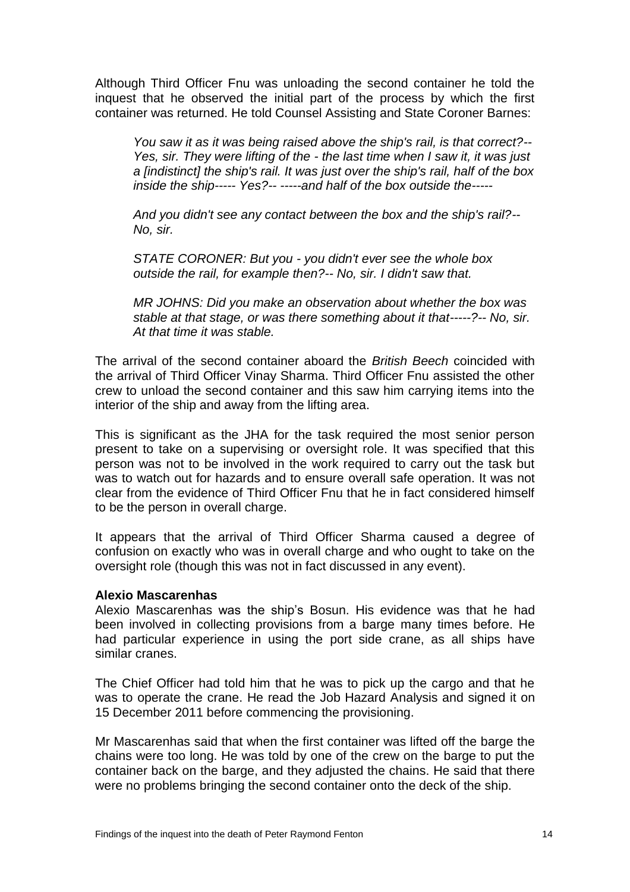Although Third Officer Fnu was unloading the second container he told the inquest that he observed the initial part of the process by which the first container was returned. He told Counsel Assisting and State Coroner Barnes:

> *You saw it as it was being raised above the ship's rail, is that correct?-- Yes, sir. They were lifting of the - the last time when I saw it, it was just a [indistinct] the ship's rail. It was just over the ship's rail, half of the box inside the ship----- Yes?-- -----and half of the box outside the-----*
>
> *And you didn't see any contact between the box and the ship's rail?-- No, sir.*
>
> *STATE CORONER: But you - you didn't ever see the whole box outside the rail, for example then?-- No, sir. I didn't saw that.*
>
> *MR JOHNS: Did you make an observation about whether the box was stable at that stage, or was there something about it that-----?-- No, sir. At that time it was stable.*

The arrival of the second container aboard the *British Beech* coincided with the arrival of Third Officer Vinay Sharma. Third Officer Fnu assisted the other crew to unload the second container and this saw him carrying items into the interior of the ship and away from the lifting area.

This is significant as the JHA for the task required the most senior person present to take on a supervising or oversight role. It was specified that this person was not to be involved in the work required to carry out the task but was to watch out for hazards and to ensure overall safe operation. It was not clear from the evidence of Third Officer Fnu that he in fact considered himself to be the person in overall charge.

It appears that the arrival of Third Officer Sharma caused a degree of confusion on exactly who was in overall charge and who ought to take on the oversight role (though this was not in fact discussed in any event).

**Alexio Mascarenhas**

Alexio Mascarenhas was the ship's Bosun. His evidence was that he had been involved in collecting provisions from a barge many times before. He had particular experience in using the port side crane, as all ships have similar cranes.

The Chief Officer had told him that he was to pick up the cargo and that he was to operate the crane. He read the Job Hazard Analysis and signed it on 15 December 2011 before commencing the provisioning.

Mr Mascarenhas said that when the first container was lifted off the barge the chains were too long. He was told by one of the crew on the barge to put the container back on the barge, and they adjusted the chains. He said that there were no problems bringing the second container onto the deck of the ship.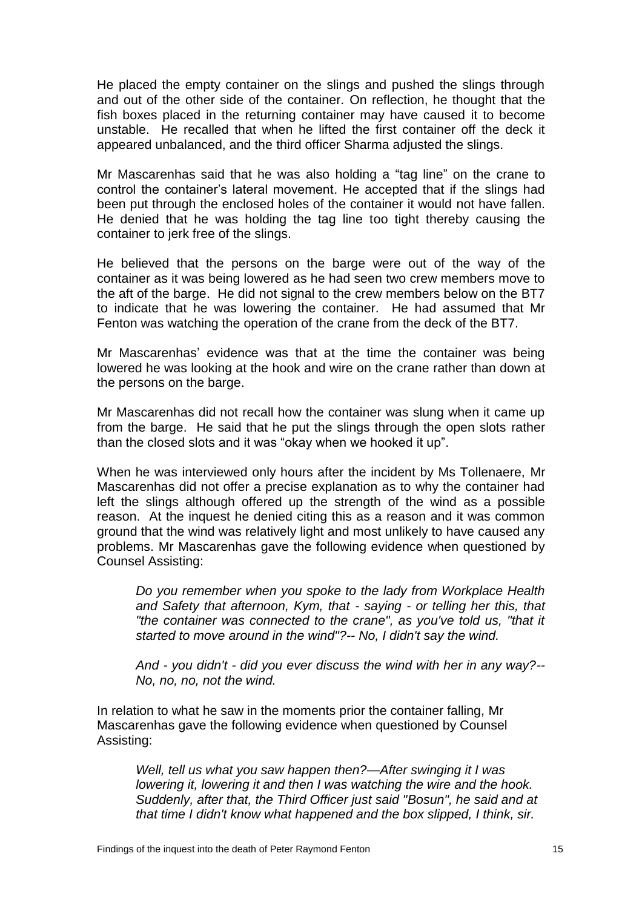He placed the empty container on the slings and pushed the slings through and out of the other side of the container. On reflection, he thought that the fish boxes placed in the returning container may have caused it to become unstable. He recalled that when he lifted the first container off the deck it appeared unbalanced, and the third officer Sharma adjusted the slings.

Mr Mascarenhas said that he was also holding a "tag line" on the crane to control the container's lateral movement. He accepted that if the slings had been put through the enclosed holes of the container it would not have fallen. He denied that he was holding the tag line too tight thereby causing the container to jerk free of the slings.

He believed that the persons on the barge were out of the way of the container as it was being lowered as he had seen two crew members move to the aft of the barge. He did not signal to the crew members below on the BT7 to indicate that he was lowering the container. He had assumed that Mr Fenton was watching the operation of the crane from the deck of the BT7.

Mr Mascarenhas' evidence was that at the time the container was being lowered he was looking at the hook and wire on the crane rather than down at the persons on the barge.

Mr Mascarenhas did not recall how the container was slung when it came up from the barge. He said that he put the slings through the open slots rather than the closed slots and it was "okay when we hooked it up".

When he was interviewed only hours after the incident by Ms Tollenaere, Mr Mascarenhas did not offer a precise explanation as to why the container had left the slings although offered up the strength of the wind as a possible reason. At the inquest he denied citing this as a reason and it was common ground that the wind was relatively light and most unlikely to have caused any problems. Mr Mascarenhas gave the following evidence when questioned by Counsel Assisting:

> *Do you remember when you spoke to the lady from Workplace Health and Safety that afternoon, Kym, that - saying - or telling her this, that "the container was connected to the crane", as you've told us, "that it started to move around in the wind"?-- No, I didn't say the wind.*
>
> *And - you didn't - did you ever discuss the wind with her in any way?-- No, no, no, not the wind.*

In relation to what he saw in the moments prior the container falling, Mr Mascarenhas gave the following evidence when questioned by Counsel Assisting:

> *Well, tell us what you saw happen then?—After swinging it I was lowering it, lowering it and then I was watching the wire and the hook. Suddenly, after that, the Third Officer just said "Bosun", he said and at that time I didn't know what happened and the box slipped, I think, sir.*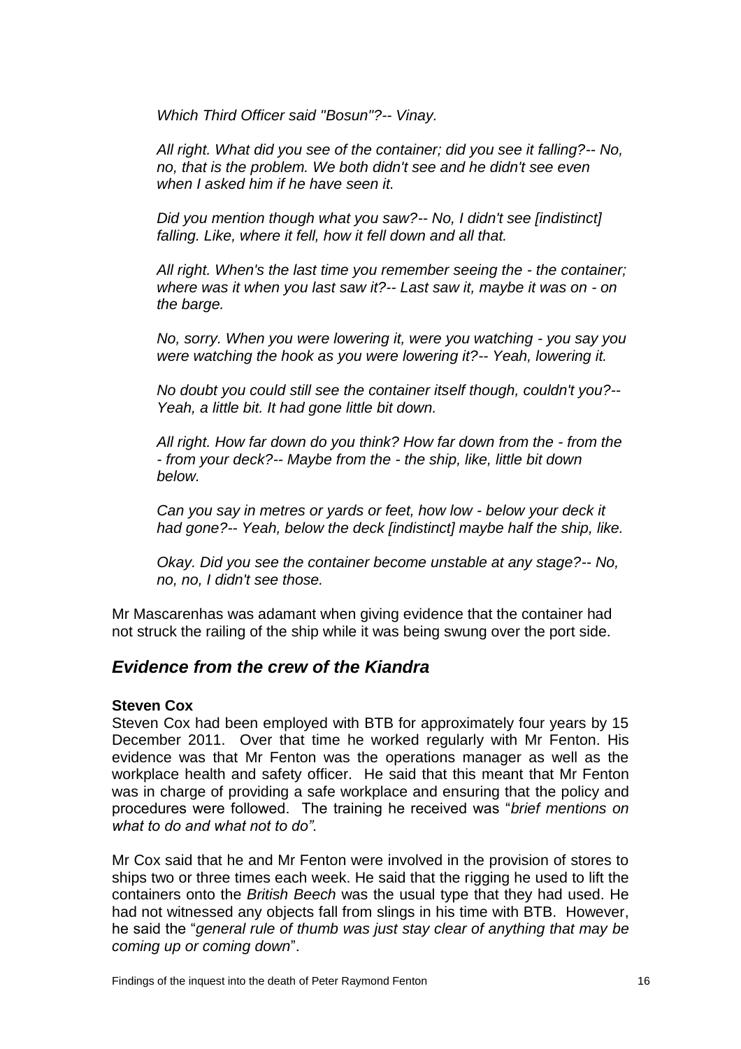*Which Third Officer said "Bosun"?-- Vinay.*

*All right. What did you see of the container; did you see it falling?-- No, no, that is the problem. We both didn't see and he didn't see even when I asked him if he have seen it.*

*Did you mention though what you saw?-- No, I didn't see [indistinct] falling. Like, where it fell, how it fell down and all that.*

*All right. When's the last time you remember seeing the - the container; where was it when you last saw it?-- Last saw it, maybe it was on - on the barge.*

*No, sorry. When you were lowering it, were you watching - you say you were watching the hook as you were lowering it?-- Yeah, lowering it.*

*No doubt you could still see the container itself though, couldn't you?-- Yeah, a little bit. It had gone little bit down.*

*All right. How far down do you think? How far down from the - from the - from your deck?-- Maybe from the - the ship, like, little bit down below.*

*Can you say in metres or yards or feet, how low - below your deck it had gone?-- Yeah, below the deck [indistinct] maybe half the ship, like.*

*Okay. Did you see the container become unstable at any stage?-- No, no, no, I didn't see those.*

Mr Mascarenhas was adamant when giving evidence that the container had not struck the railing of the ship while it was being swung over the port side.

## *Evidence from the crew of the Kiandra*

**Steven Cox**

Steven Cox had been employed with BTB for approximately four years by 15 December 2011. Over that time he worked regularly with Mr Fenton. His evidence was that Mr Fenton was the operations manager as well as the workplace health and safety officer. He said that this meant that Mr Fenton was in charge of providing a safe workplace and ensuring that the policy and procedures were followed. The training he received was "*brief mentions on what to do and what not to do".*

Mr Cox said that he and Mr Fenton were involved in the provision of stores to ships two or three times each week. He said that the rigging he used to lift the containers onto the *British Beech* was the usual type that they had used. He had not witnessed any objects fall from slings in his time with BTB. However, he said the "*general rule of thumb was just stay clear of anything that may be coming up or coming down*".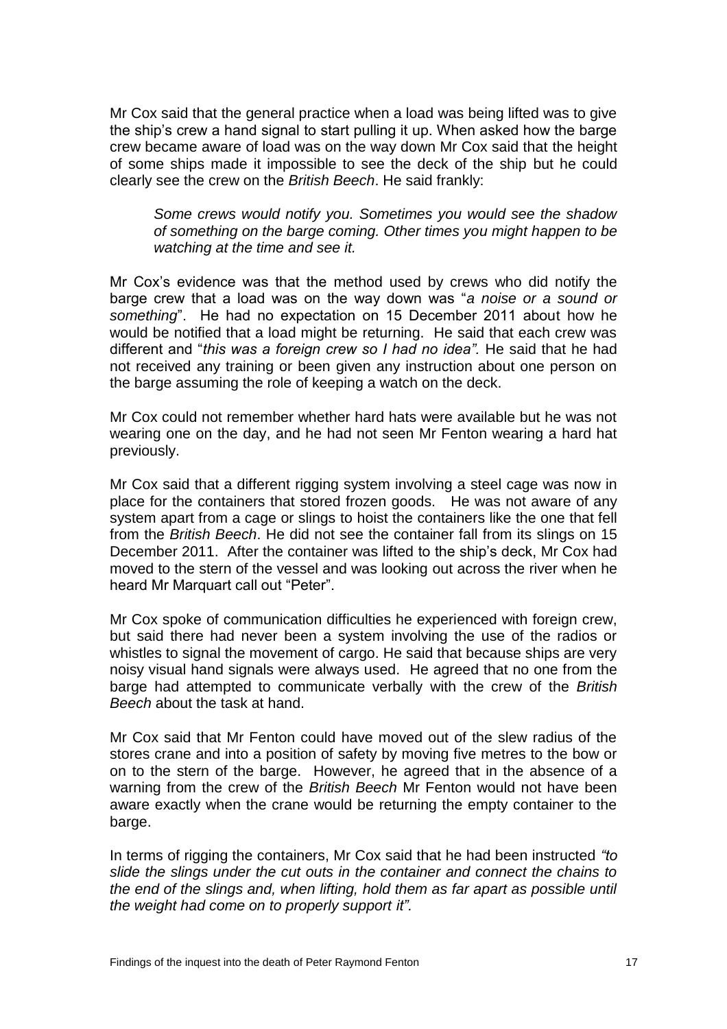Mr Cox said that the general practice when a load was being lifted was to give the ship's crew a hand signal to start pulling it up. When asked how the barge crew became aware of load was on the way down Mr Cox said that the height of some ships made it impossible to see the deck of the ship but he could clearly see the crew on the *British Beech*. He said frankly:

> *Some crews would notify you. Sometimes you would see the shadow of something on the barge coming. Other times you might happen to be watching at the time and see it.*

Mr Cox's evidence was that the method used by crews who did notify the barge crew that a load was on the way down was "*a noise or a sound or something*". He had no expectation on 15 December 2011 about how he would be notified that a load might be returning. He said that each crew was different and "*this was a foreign crew so I had no idea".* He said that he had not received any training or been given any instruction about one person on the barge assuming the role of keeping a watch on the deck.

Mr Cox could not remember whether hard hats were available but he was not wearing one on the day, and he had not seen Mr Fenton wearing a hard hat previously.

Mr Cox said that a different rigging system involving a steel cage was now in place for the containers that stored frozen goods. He was not aware of any system apart from a cage or slings to hoist the containers like the one that fell from the *British Beech*. He did not see the container fall from its slings on 15 December 2011. After the container was lifted to the ship's deck, Mr Cox had moved to the stern of the vessel and was looking out across the river when he heard Mr Marquart call out "Peter".

Mr Cox spoke of communication difficulties he experienced with foreign crew, but said there had never been a system involving the use of the radios or whistles to signal the movement of cargo. He said that because ships are very noisy visual hand signals were always used. He agreed that no one from the barge had attempted to communicate verbally with the crew of the *British Beech* about the task at hand.

Mr Cox said that Mr Fenton could have moved out of the slew radius of the stores crane and into a position of safety by moving five metres to the bow or on to the stern of the barge. However, he agreed that in the absence of a warning from the crew of the *British Beech* Mr Fenton would not have been aware exactly when the crane would be returning the empty container to the barge.

In terms of rigging the containers, Mr Cox said that he had been instructed *"to slide the slings under the cut outs in the container and connect the chains to the end of the slings and, when lifting, hold them as far apart as possible until the weight had come on to properly support it".*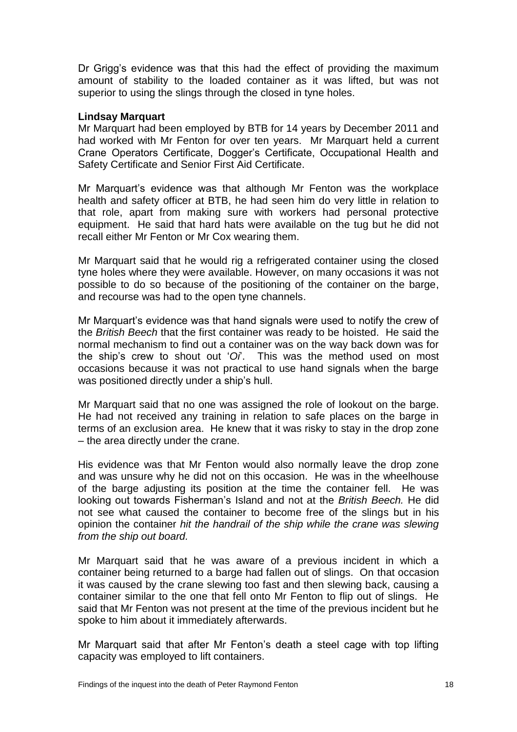Dr Grigg's evidence was that this had the effect of providing the maximum amount of stability to the loaded container as it was lifted, but was not superior to using the slings through the closed in tyne holes.

**Lindsay Marquart**

Mr Marquart had been employed by BTB for 14 years by December 2011 and had worked with Mr Fenton for over ten years. Mr Marquart held a current Crane Operators Certificate, Dogger's Certificate, Occupational Health and Safety Certificate and Senior First Aid Certificate.

Mr Marquart's evidence was that although Mr Fenton was the workplace health and safety officer at BTB, he had seen him do very little in relation to that role, apart from making sure with workers had personal protective equipment. He said that hard hats were available on the tug but he did not recall either Mr Fenton or Mr Cox wearing them.

Mr Marquart said that he would rig a refrigerated container using the closed tyne holes where they were available. However, on many occasions it was not possible to do so because of the positioning of the container on the barge, and recourse was had to the open tyne channels.

Mr Marquart's evidence was that hand signals were used to notify the crew of the *British Beech* that the first container was ready to be hoisted. He said the normal mechanism to find out a container was on the way back down was for the ship's crew to shout out '*Oi*'. This was the method used on most occasions because it was not practical to use hand signals when the barge was positioned directly under a ship's hull.

Mr Marquart said that no one was assigned the role of lookout on the barge. He had not received any training in relation to safe places on the barge in terms of an exclusion area. He knew that it was risky to stay in the drop zone – the area directly under the crane.

His evidence was that Mr Fenton would also normally leave the drop zone and was unsure why he did not on this occasion. He was in the wheelhouse of the barge adjusting its position at the time the container fell. He was looking out towards Fisherman's Island and not at the *British Beech.* He did not see what caused the container to become free of the slings but in his opinion the container *hit the handrail of the ship while the crane was slewing from the ship out board.*

Mr Marquart said that he was aware of a previous incident in which a container being returned to a barge had fallen out of slings. On that occasion it was caused by the crane slewing too fast and then slewing back, causing a container similar to the one that fell onto Mr Fenton to flip out of slings. He said that Mr Fenton was not present at the time of the previous incident but he spoke to him about it immediately afterwards.

Mr Marquart said that after Mr Fenton's death a steel cage with top lifting capacity was employed to lift containers.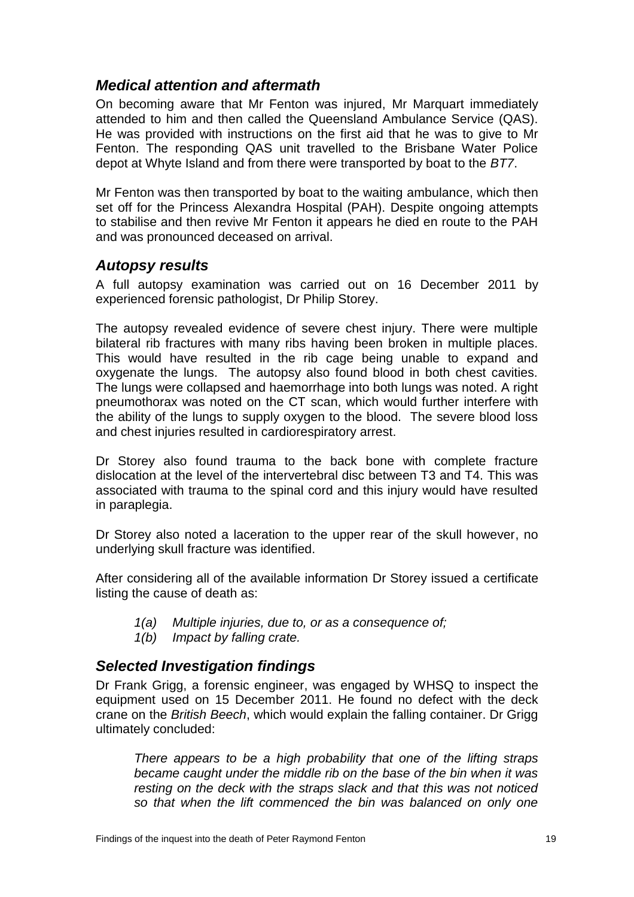## *Medical attention and aftermath*

On becoming aware that Mr Fenton was injured, Mr Marquart immediately attended to him and then called the Queensland Ambulance Service (QAS). He was provided with instructions on the first aid that he was to give to Mr Fenton. The responding QAS unit travelled to the Brisbane Water Police depot at Whyte Island and from there were transported by boat to the *BT7*.

Mr Fenton was then transported by boat to the waiting ambulance, which then set off for the Princess Alexandra Hospital (PAH). Despite ongoing attempts to stabilise and then revive Mr Fenton it appears he died en route to the PAH and was pronounced deceased on arrival.

## *Autopsy results*

A full autopsy examination was carried out on 16 December 2011 by experienced forensic pathologist, Dr Philip Storey.

The autopsy revealed evidence of severe chest injury. There were multiple bilateral rib fractures with many ribs having been broken in multiple places. This would have resulted in the rib cage being unable to expand and oxygenate the lungs. The autopsy also found blood in both chest cavities. The lungs were collapsed and haemorrhage into both lungs was noted. A right pneumothorax was noted on the CT scan, which would further interfere with the ability of the lungs to supply oxygen to the blood. The severe blood loss and chest injuries resulted in cardiorespiratory arrest.

Dr Storey also found trauma to the back bone with complete fracture dislocation at the level of the intervertebral disc between T3 and T4. This was associated with trauma to the spinal cord and this injury would have resulted in paraplegia.

Dr Storey also noted a laceration to the upper rear of the skull however, no underlying skull fracture was identified.

After considering all of the available information Dr Storey issued a certificate listing the cause of death as:

> *1(a) Multiple injuries, due to, or as a consequence of;*
> *1(b) Impact by falling crate.*

## *Selected Investigation findings*

Dr Frank Grigg, a forensic engineer, was engaged by WHSQ to inspect the equipment used on 15 December 2011. He found no defect with the deck crane on the *British Beech*, which would explain the falling container. Dr Grigg ultimately concluded:

> *There appears to be a high probability that one of the lifting straps became caught under the middle rib on the base of the bin when it was resting on the deck with the straps slack and that this was not noticed so that when the lift commenced the bin was balanced on only one*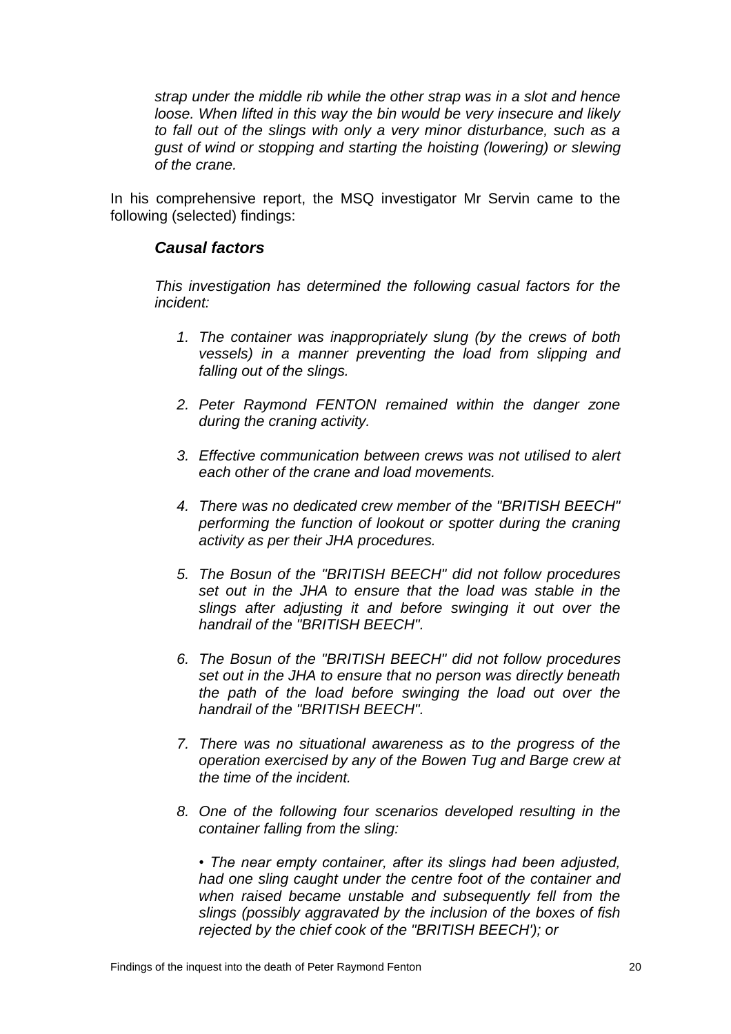*strap under the middle rib while the other strap was in a slot and hence loose. When lifted in this way the bin would be very insecure and likely to fall out of the slings with only a very minor disturbance, such as a gust of wind or stopping and starting the hoisting (lowering) or slewing of the crane.*

In his comprehensive report, the MSQ investigator Mr Servin came to the following (selected) findings:

### *Causal factors*

*This investigation has determined the following casual factors for the incident:*

1. *The container was inappropriately slung (by the crews of both vessels) in a manner preventing the load from slipping and falling out of the slings.*

2. *Peter Raymond FENTON remained within the danger zone during the craning activity.*

3. *Effective communication between crews was not utilised to alert each other of the crane and load movements.*

4. *There was no dedicated crew member of the "BRITISH BEECH" performing the function of lookout or spotter during the craning activity as per their JHA procedures.*

5. *The Bosun of the "BRITISH BEECH" did not follow procedures set out in the JHA to ensure that the load was stable in the slings after adjusting it and before swinging it out over the handrail of the "BRITISH BEECH".*

6. *The Bosun of the "BRITISH BEECH" did not follow procedures set out in the JHA to ensure that no person was directly beneath the path of the load before swinging the load out over the handrail of the "BRITISH BEECH".*

7. *There was no situational awareness as to the progress of the operation exercised by any of the Bowen Tug and Barge crew at the time of the incident.*

8. *One of the following four scenarios developed resulting in the container falling from the sling:*

   - *The near empty container, after its slings had been adjusted, had one sling caught under the centre foot of the container and when raised became unstable and subsequently fell from the slings (possibly aggravated by the inclusion of the boxes of fish rejected by the chief cook of the "BRITISH BEECH'); or*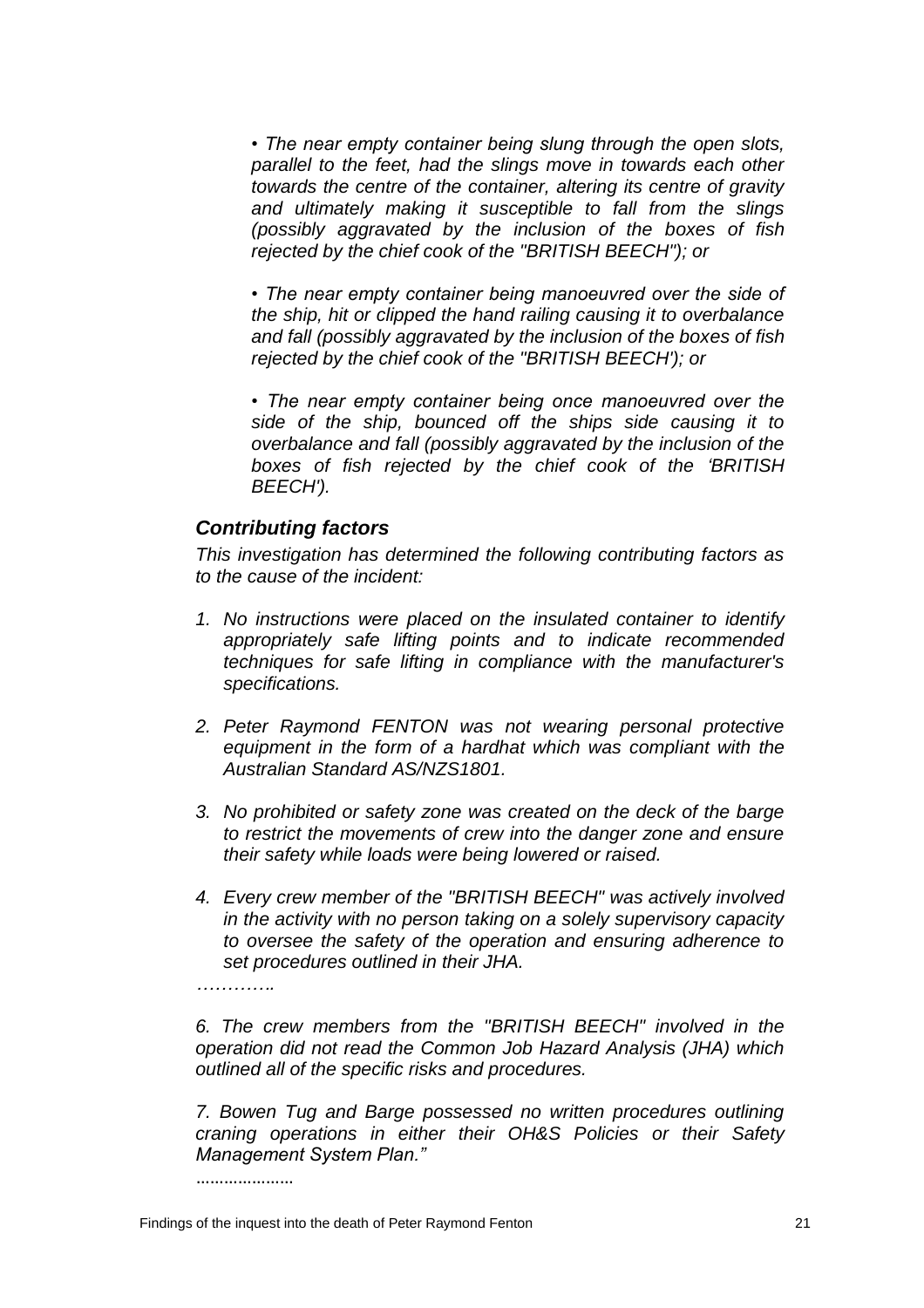*• The near empty container being slung through the open slots, parallel to the feet, had the slings move in towards each other towards the centre of the container, altering its centre of gravity and ultimately making it susceptible to fall from the slings (possibly aggravated by the inclusion of the boxes of fish rejected by the chief cook of the "BRITISH BEECH"); or*

*• The near empty container being manoeuvred over the side of the ship, hit or clipped the hand railing causing it to overbalance and fall (possibly aggravated by the inclusion of the boxes of fish rejected by the chief cook of the "BRITISH BEECH'); or*

*• The near empty container being once manoeuvred over the side of the ship, bounced off the ships side causing it to overbalance and fall (possibly aggravated by the inclusion of the boxes of fish rejected by the chief cook of the 'BRITISH BEECH').*

### *Contributing factors*

*This investigation has determined the following contributing factors as to the cause of the incident:*

1. *No instructions were placed on the insulated container to identify appropriately safe lifting points and to indicate recommended techniques for safe lifting in compliance with the manufacturer's specifications.*
2. *Peter Raymond FENTON was not wearing personal protective equipment in the form of a hardhat which was compliant with the Australian Standard AS/NZS1801.*
3. *No prohibited or safety zone was created on the deck of the barge to restrict the movements of crew into the danger zone and ensure their safety while loads were being lowered or raised.*
4. *Every crew member of the "BRITISH BEECH" was actively involved in the activity with no person taking on a solely supervisory capacity to oversee the safety of the operation and ensuring adherence to set procedures outlined in their JHA.*

*…………*

*6. The crew members from the "BRITISH BEECH" involved in the operation did not read the Common Job Hazard Analysis (JHA) which outlined all of the specific risks and procedures.*

*7. Bowen Tug and Barge possessed no written procedures outlining craning operations in either their OH&S Policies or their Safety Management System Plan."*

…………………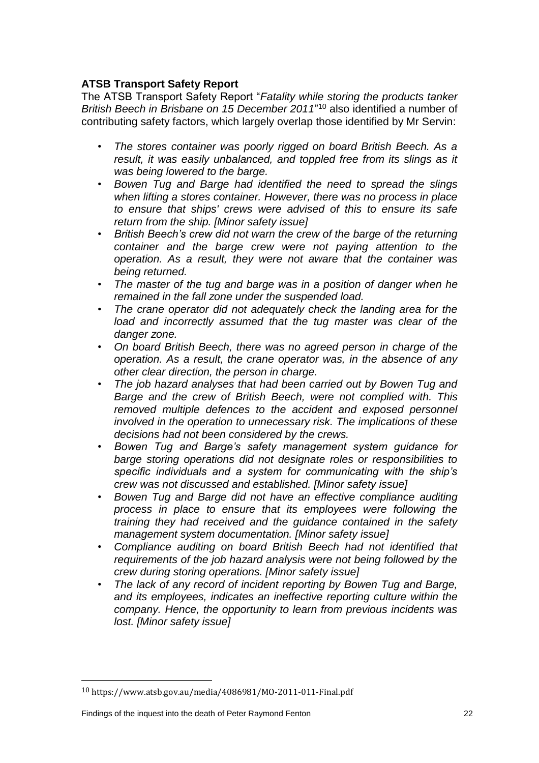**ATSB Transport Safety Report**

The ATSB Transport Safety Report "*Fatality while storing the products tanker British Beech in Brisbane on 15 December 2011*"[10] also identified a number of contributing safety factors, which largely overlap those identified by Mr Servin:

- *The stores container was poorly rigged on board British Beech. As a result, it was easily unbalanced, and toppled free from its slings as it was being lowered to the barge.*
- *Bowen Tug and Barge had identified the need to spread the slings when lifting a stores container. However, there was no process in place to ensure that ships' crews were advised of this to ensure its safe return from the ship. [Minor safety issue]*
- *British Beech's crew did not warn the crew of the barge of the returning container and the barge crew were not paying attention to the operation. As a result, they were not aware that the container was being returned.*
- *The master of the tug and barge was in a position of danger when he remained in the fall zone under the suspended load.*
- *The crane operator did not adequately check the landing area for the load and incorrectly assumed that the tug master was clear of the danger zone.*
- *On board British Beech, there was no agreed person in charge of the operation. As a result, the crane operator was, in the absence of any other clear direction, the person in charge.*
- *The job hazard analyses that had been carried out by Bowen Tug and Barge and the crew of British Beech, were not complied with. This removed multiple defences to the accident and exposed personnel involved in the operation to unnecessary risk. The implications of these decisions had not been considered by the crews.*
- *Bowen Tug and Barge's safety management system guidance for barge storing operations did not designate roles or responsibilities to specific individuals and a system for communicating with the ship's crew was not discussed and established. [Minor safety issue]*
- *Bowen Tug and Barge did not have an effective compliance auditing process in place to ensure that its employees were following the training they had received and the guidance contained in the safety management system documentation. [Minor safety issue]*
- *Compliance auditing on board British Beech had not identified that requirements of the job hazard analysis were not being followed by the crew during storing operations. [Minor safety issue]*
- *The lack of any record of incident reporting by Bowen Tug and Barge, and its employees, indicates an ineffective reporting culture within the company. Hence, the opportunity to learn from previous incidents was lost. [Minor safety issue]*

---

[10] https://www.atsb.gov.au/media/4086981/MO-2011-011-Final.pdf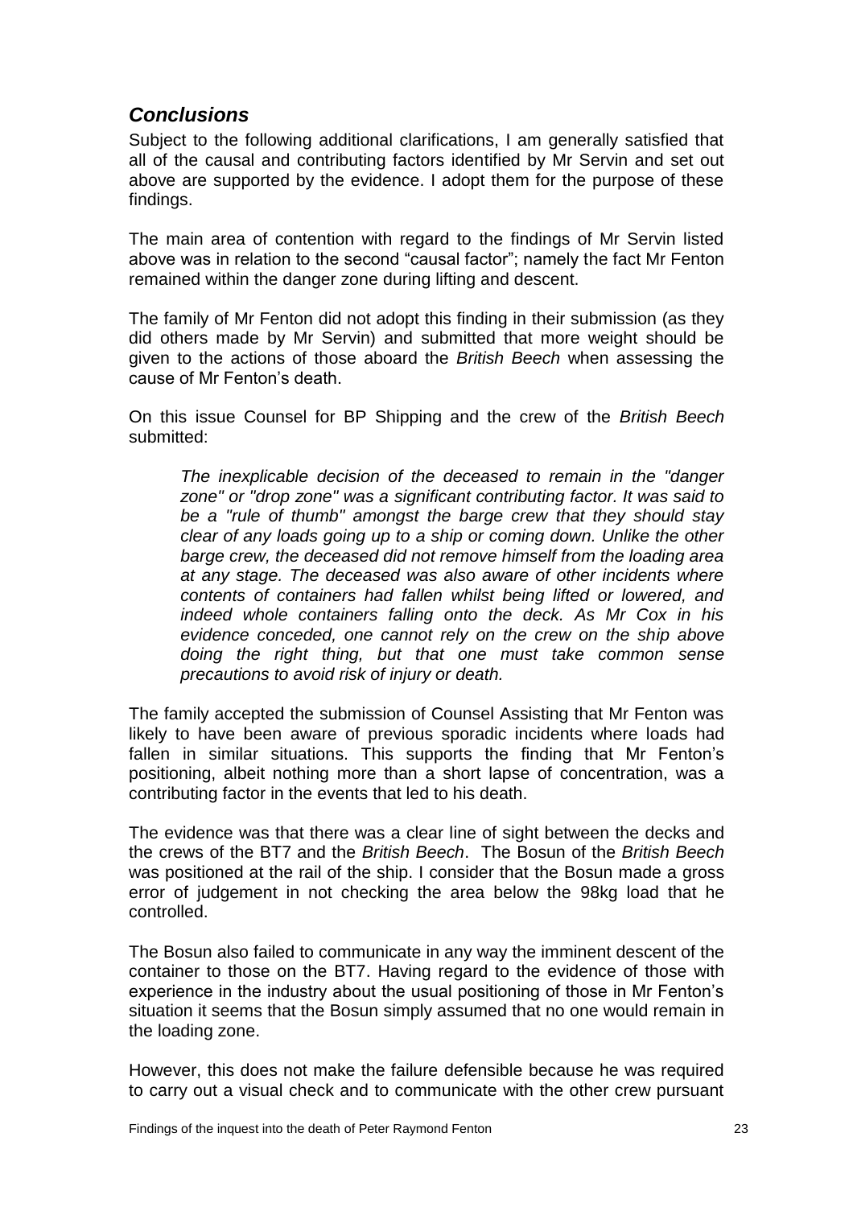## *Conclusions*

Subject to the following additional clarifications, I am generally satisfied that all of the causal and contributing factors identified by Mr Servin and set out above are supported by the evidence. I adopt them for the purpose of these findings.

The main area of contention with regard to the findings of Mr Servin listed above was in relation to the second "causal factor"; namely the fact Mr Fenton remained within the danger zone during lifting and descent.

The family of Mr Fenton did not adopt this finding in their submission (as they did others made by Mr Servin) and submitted that more weight should be given to the actions of those aboard the *British Beech* when assessing the cause of Mr Fenton's death.

On this issue Counsel for BP Shipping and the crew of the *British Beech* submitted:

> *The inexplicable decision of the deceased to remain in the "danger zone" or "drop zone" was a significant contributing factor. It was said to be a "rule of thumb" amongst the barge crew that they should stay clear of any loads going up to a ship or coming down. Unlike the other barge crew, the deceased did not remove himself from the loading area at any stage. The deceased was also aware of other incidents where contents of containers had fallen whilst being lifted or lowered, and indeed whole containers falling onto the deck. As Mr Cox in his evidence conceded, one cannot rely on the crew on the ship above doing the right thing, but that one must take common sense precautions to avoid risk of injury or death.*

The family accepted the submission of Counsel Assisting that Mr Fenton was likely to have been aware of previous sporadic incidents where loads had fallen in similar situations. This supports the finding that Mr Fenton's positioning, albeit nothing more than a short lapse of concentration, was a contributing factor in the events that led to his death.

The evidence was that there was a clear line of sight between the decks and the crews of the BT7 and the *British Beech*. The Bosun of the *British Beech* was positioned at the rail of the ship. I consider that the Bosun made a gross error of judgement in not checking the area below the 98kg load that he controlled.

The Bosun also failed to communicate in any way the imminent descent of the container to those on the BT7. Having regard to the evidence of those with experience in the industry about the usual positioning of those in Mr Fenton's situation it seems that the Bosun simply assumed that no one would remain in the loading zone.

However, this does not make the failure defensible because he was required to carry out a visual check and to communicate with the other crew pursuant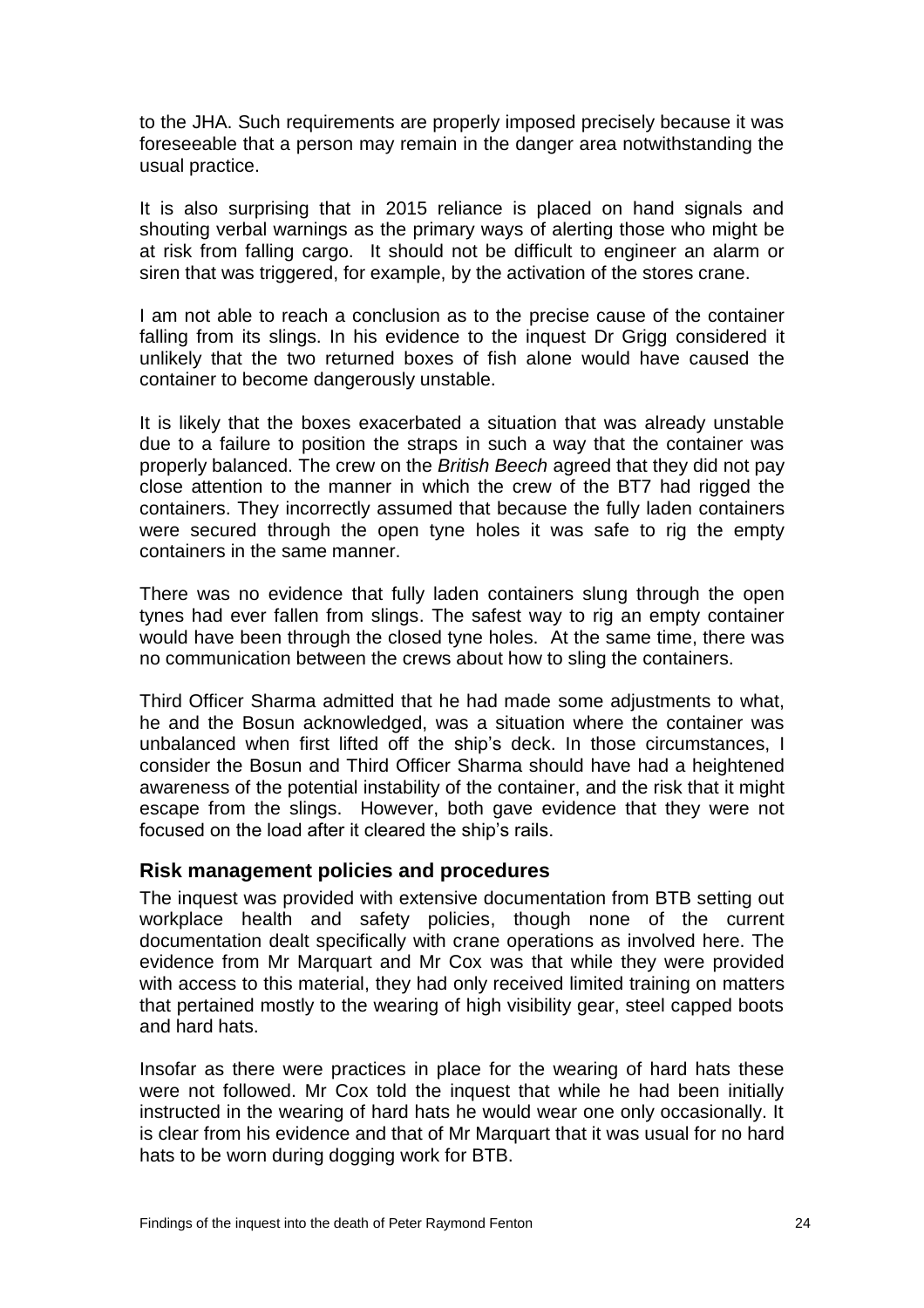to the JHA. Such requirements are properly imposed precisely because it was foreseeable that a person may remain in the danger area notwithstanding the usual practice.

It is also surprising that in 2015 reliance is placed on hand signals and shouting verbal warnings as the primary ways of alerting those who might be at risk from falling cargo. It should not be difficult to engineer an alarm or siren that was triggered, for example, by the activation of the stores crane.

I am not able to reach a conclusion as to the precise cause of the container falling from its slings. In his evidence to the inquest Dr Grigg considered it unlikely that the two returned boxes of fish alone would have caused the container to become dangerously unstable.

It is likely that the boxes exacerbated a situation that was already unstable due to a failure to position the straps in such a way that the container was properly balanced. The crew on the *British Beech* agreed that they did not pay close attention to the manner in which the crew of the BT7 had rigged the containers. They incorrectly assumed that because the fully laden containers were secured through the open tyne holes it was safe to rig the empty containers in the same manner.

There was no evidence that fully laden containers slung through the open tynes had ever fallen from slings. The safest way to rig an empty container would have been through the closed tyne holes. At the same time, there was no communication between the crews about how to sling the containers.

Third Officer Sharma admitted that he had made some adjustments to what, he and the Bosun acknowledged, was a situation where the container was unbalanced when first lifted off the ship's deck. In those circumstances, I consider the Bosun and Third Officer Sharma should have had a heightened awareness of the potential instability of the container, and the risk that it might escape from the slings. However, both gave evidence that they were not focused on the load after it cleared the ship's rails.

## Risk management policies and procedures

The inquest was provided with extensive documentation from BTB setting out workplace health and safety policies, though none of the current documentation dealt specifically with crane operations as involved here. The evidence from Mr Marquart and Mr Cox was that while they were provided with access to this material, they had only received limited training on matters that pertained mostly to the wearing of high visibility gear, steel capped boots and hard hats.

Insofar as there were practices in place for the wearing of hard hats these were not followed. Mr Cox told the inquest that while he had been initially instructed in the wearing of hard hats he would wear one only occasionally. It is clear from his evidence and that of Mr Marquart that it was usual for no hard hats to be worn during dogging work for BTB.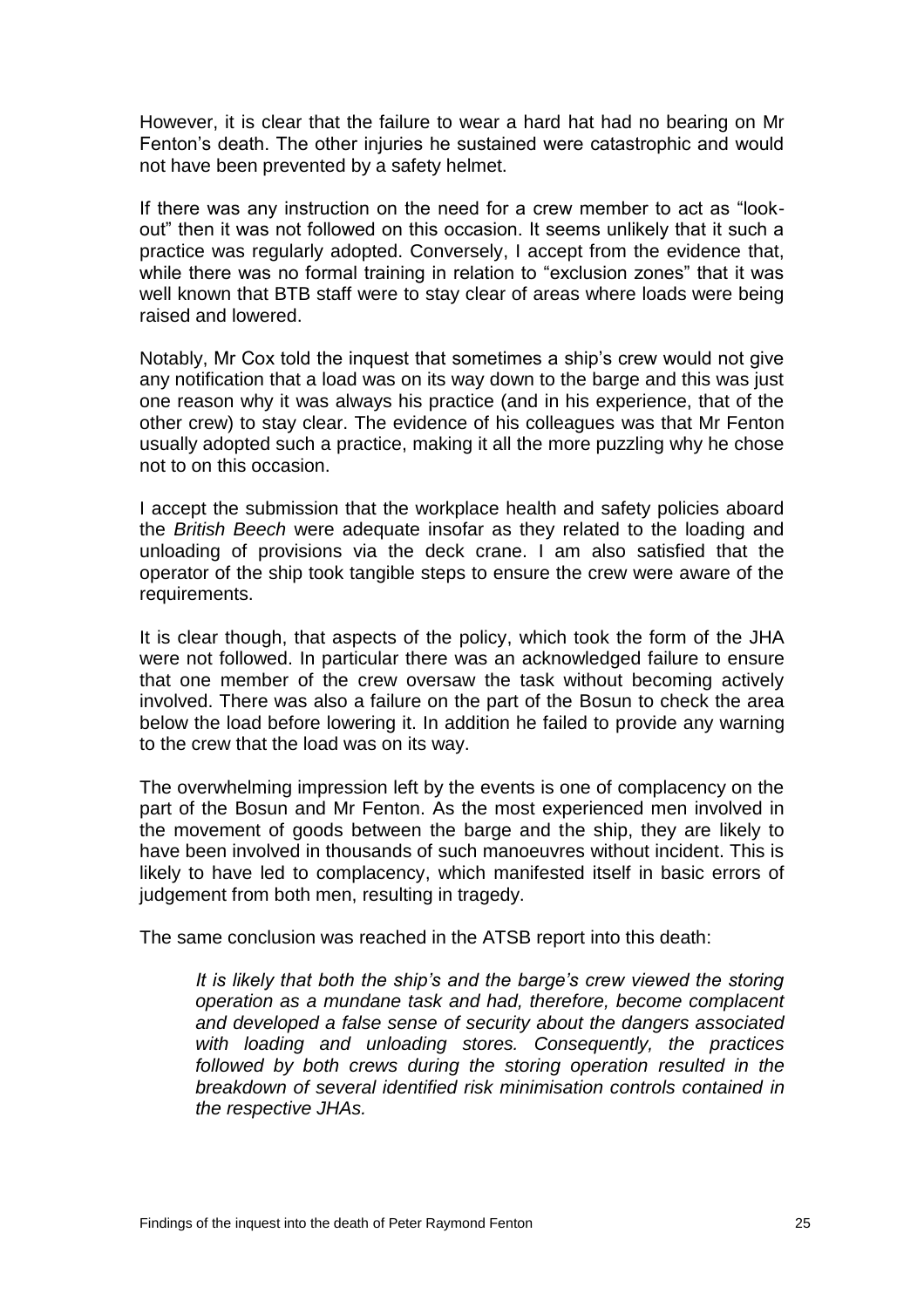However, it is clear that the failure to wear a hard hat had no bearing on Mr Fenton's death. The other injuries he sustained were catastrophic and would not have been prevented by a safety helmet.

If there was any instruction on the need for a crew member to act as "look-out" then it was not followed on this occasion. It seems unlikely that it such a practice was regularly adopted. Conversely, I accept from the evidence that, while there was no formal training in relation to "exclusion zones" that it was well known that BTB staff were to stay clear of areas where loads were being raised and lowered.

Notably, Mr Cox told the inquest that sometimes a ship's crew would not give any notification that a load was on its way down to the barge and this was just one reason why it was always his practice (and in his experience, that of the other crew) to stay clear. The evidence of his colleagues was that Mr Fenton usually adopted such a practice, making it all the more puzzling why he chose not to on this occasion.

I accept the submission that the workplace health and safety policies aboard the *British Beech* were adequate insofar as they related to the loading and unloading of provisions via the deck crane. I am also satisfied that the operator of the ship took tangible steps to ensure the crew were aware of the requirements.

It is clear though, that aspects of the policy, which took the form of the JHA were not followed. In particular there was an acknowledged failure to ensure that one member of the crew oversaw the task without becoming actively involved. There was also a failure on the part of the Bosun to check the area below the load before lowering it. In addition he failed to provide any warning to the crew that the load was on its way.

The overwhelming impression left by the events is one of complacency on the part of the Bosun and Mr Fenton. As the most experienced men involved in the movement of goods between the barge and the ship, they are likely to have been involved in thousands of such manoeuvres without incident. This is likely to have led to complacency, which manifested itself in basic errors of judgement from both men, resulting in tragedy.

The same conclusion was reached in the ATSB report into this death:

> *It is likely that both the ship's and the barge's crew viewed the storing operation as a mundane task and had, therefore, become complacent and developed a false sense of security about the dangers associated with loading and unloading stores. Consequently, the practices followed by both crews during the storing operation resulted in the breakdown of several identified risk minimisation controls contained in the respective JHAs.*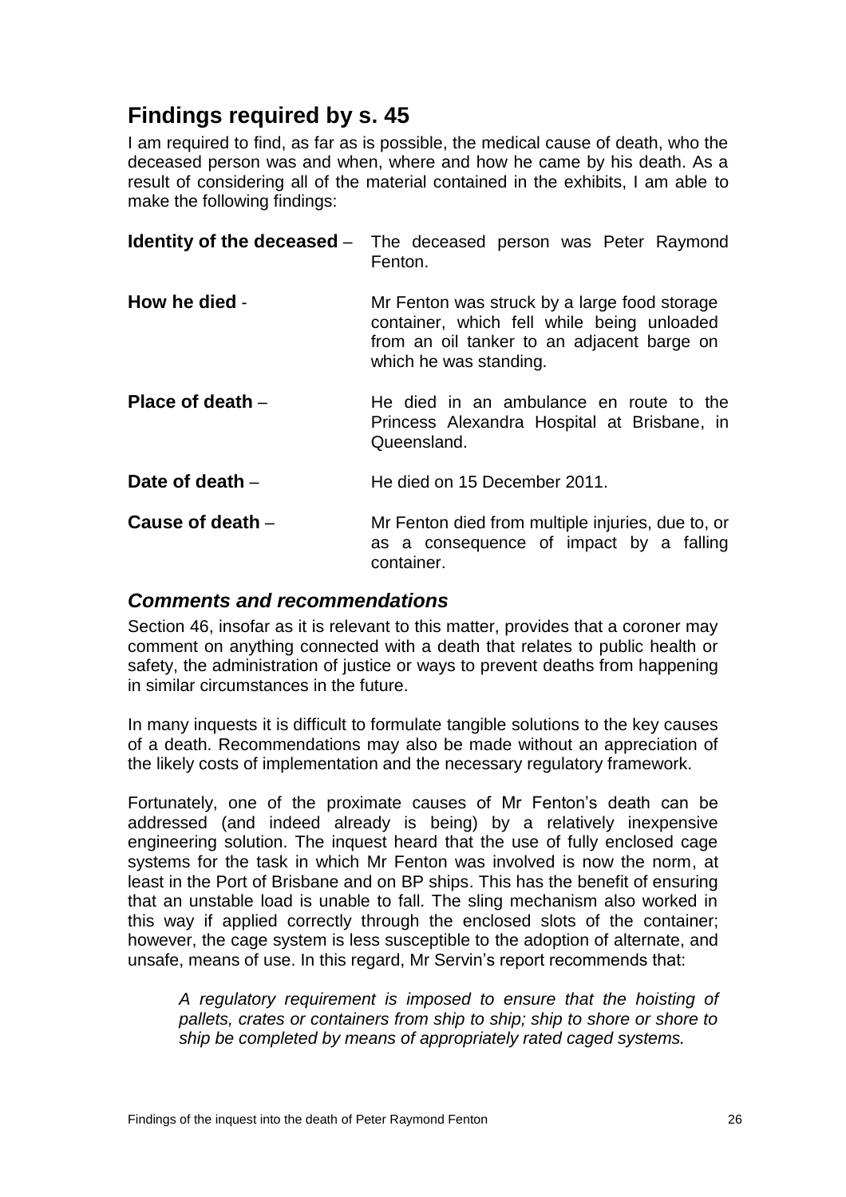## Findings required by s. 45

I am required to find, as far as is possible, the medical cause of death, who the deceased person was and when, where and how he came by his death. As a result of considering all of the material contained in the exhibits, I am able to make the following findings:

**Identity of the deceased** – The deceased person was Peter Raymond Fenton.

**How he died** - Mr Fenton was struck by a large food storage container, which fell while being unloaded from an oil tanker to an adjacent barge on which he was standing.

**Place of death** – He died in an ambulance en route to the Princess Alexandra Hospital at Brisbane, in Queensland.

**Date of death** – He died on 15 December 2011.

**Cause of death** – Mr Fenton died from multiple injuries, due to, or as a consequence of impact by a falling container.

### *Comments and recommendations*

Section 46, insofar as it is relevant to this matter, provides that a coroner may comment on anything connected with a death that relates to public health or safety, the administration of justice or ways to prevent deaths from happening in similar circumstances in the future.

In many inquests it is difficult to formulate tangible solutions to the key causes of a death. Recommendations may also be made without an appreciation of the likely costs of implementation and the necessary regulatory framework.

Fortunately, one of the proximate causes of Mr Fenton's death can be addressed (and indeed already is being) by a relatively inexpensive engineering solution. The inquest heard that the use of fully enclosed cage systems for the task in which Mr Fenton was involved is now the norm, at least in the Port of Brisbane and on BP ships. This has the benefit of ensuring that an unstable load is unable to fall. The sling mechanism also worked in this way if applied correctly through the enclosed slots of the container; however, the cage system is less susceptible to the adoption of alternate, and unsafe, means of use. In this regard, Mr Servin's report recommends that:

> *A regulatory requirement is imposed to ensure that the hoisting of pallets, crates or containers from ship to ship; ship to shore or shore to ship be completed by means of appropriately rated caged systems.*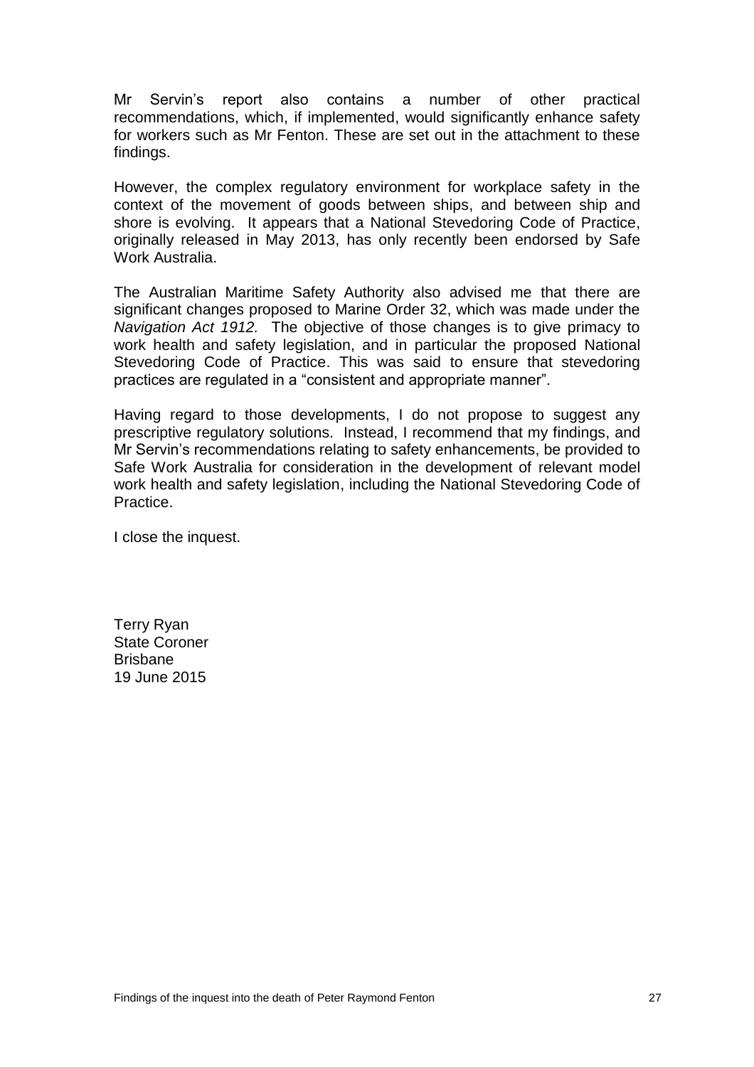Mr Servin's report also contains a number of other practical recommendations, which, if implemented, would significantly enhance safety for workers such as Mr Fenton. These are set out in the attachment to these findings.

However, the complex regulatory environment for workplace safety in the context of the movement of goods between ships, and between ship and shore is evolving. It appears that a National Stevedoring Code of Practice, originally released in May 2013, has only recently been endorsed by Safe Work Australia.

The Australian Maritime Safety Authority also advised me that there are significant changes proposed to Marine Order 32, which was made under the *Navigation Act 1912.* The objective of those changes is to give primacy to work health and safety legislation, and in particular the proposed National Stevedoring Code of Practice. This was said to ensure that stevedoring practices are regulated in a "consistent and appropriate manner".

Having regard to those developments, I do not propose to suggest any prescriptive regulatory solutions. Instead, I recommend that my findings, and Mr Servin's recommendations relating to safety enhancements, be provided to Safe Work Australia for consideration in the development of relevant model work health and safety legislation, including the National Stevedoring Code of Practice.

I close the inquest.

Terry Ryan
State Coroner
Brisbane
19 June 2015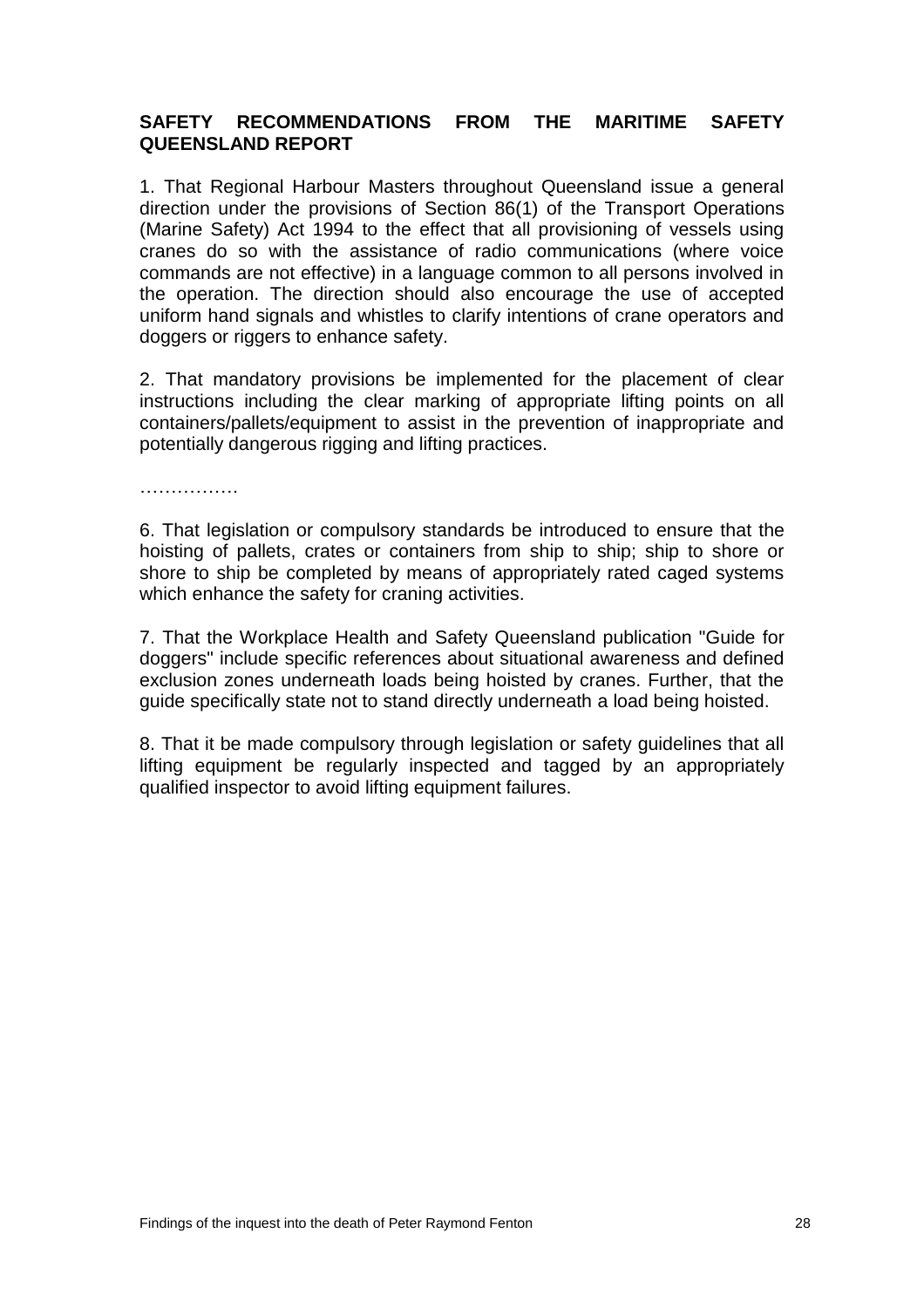## SAFETY RECOMMENDATIONS FROM THE MARITIME SAFETY QUEENSLAND REPORT

1. That Regional Harbour Masters throughout Queensland issue a general direction under the provisions of Section 86(1) of the Transport Operations (Marine Safety) Act 1994 to the effect that all provisioning of vessels using cranes do so with the assistance of radio communications (where voice commands are not effective) in a language common to all persons involved in the operation. The direction should also encourage the use of accepted uniform hand signals and whistles to clarify intentions of crane operators and doggers or riggers to enhance safety.

2. That mandatory provisions be implemented for the placement of clear instructions including the clear marking of appropriate lifting points on all containers/pallets/equipment to assist in the prevention of inappropriate and potentially dangerous rigging and lifting practices.

…………….

6. That legislation or compulsory standards be introduced to ensure that the hoisting of pallets, crates or containers from ship to ship; ship to shore or shore to ship be completed by means of appropriately rated caged systems which enhance the safety for craning activities.

7. That the Workplace Health and Safety Queensland publication "Guide for doggers" include specific references about situational awareness and defined exclusion zones underneath loads being hoisted by cranes. Further, that the guide specifically state not to stand directly underneath a load being hoisted.

8. That it be made compulsory through legislation or safety guidelines that all lifting equipment be regularly inspected and tagged by an appropriately qualified inspector to avoid lifting equipment failures.